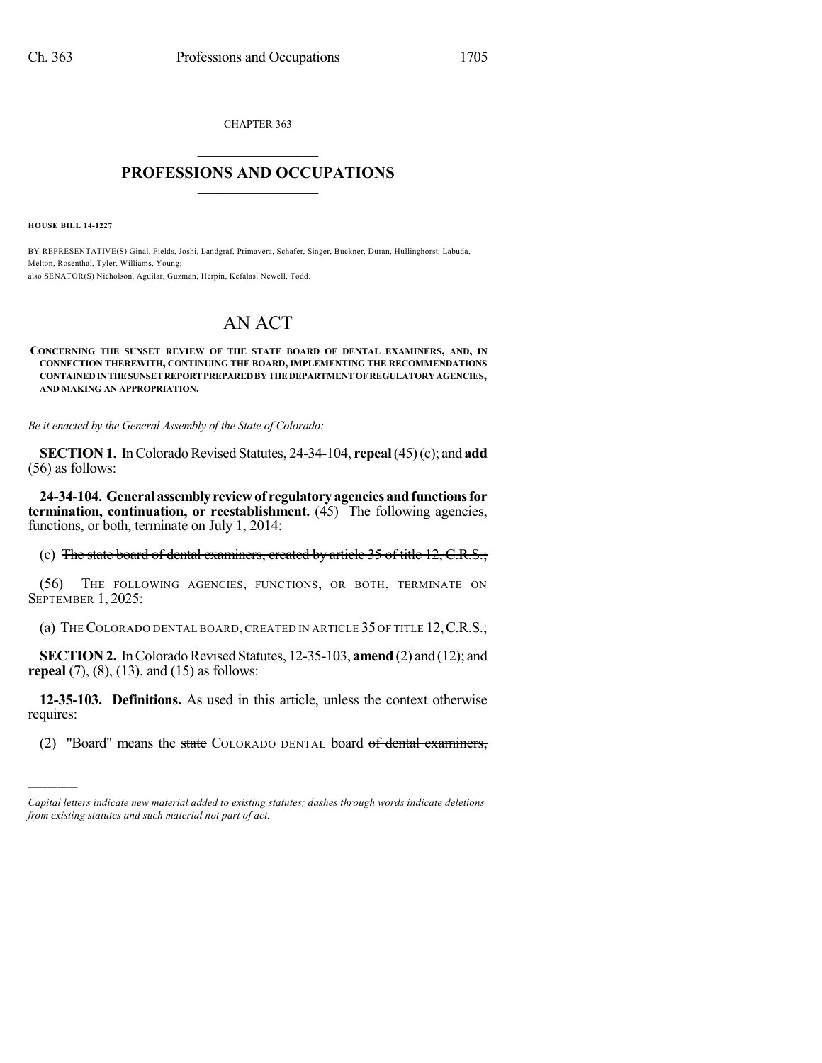CHAPTER 363

# PROFESSIONS AND OCCUPATIONS

**HOUSE BILL 14-1227**

BY REPRESENTATIVE(S) Ginal, Fields, Joshi, Landgraf, Primavera, Schafer, Singer, Buckner, Duran, Hullinghorst, Labuda, Melton, Rosenthal, Tyler, Williams, Young;
also SENATOR(S) Nicholson, Aguilar, Guzman, Herpin, Kefalas, Newell, Todd.

# AN ACT

**CONCERNING THE SUNSET REVIEW OF THE STATE BOARD OF DENTAL EXAMINERS, AND, IN CONNECTION THEREWITH, CONTINUING THE BOARD, IMPLEMENTING THE RECOMMENDATIONS CONTAINED IN THE SUNSET REPORT PREPARED BY THE DEPARTMENT OF REGULATORY AGENCIES, AND MAKING AN APPROPRIATION.**

*Be it enacted by the General Assembly of the State of Colorado:*

**SECTION 1.** In Colorado Revised Statutes, 24-34-104, **repeal** (45) (c); and **add** (56) as follows:

**24-34-104. General assembly review of regulatory agencies and functions for termination, continuation, or reestablishment.** (45) The following agencies, functions, or both, terminate on July 1, 2014:

(c) ~~The state board of dental examiners, created by article 35 of title 12, C.R.S.;~~

(56) THE FOLLOWING AGENCIES, FUNCTIONS, OR BOTH, TERMINATE ON SEPTEMBER 1, 2025:

(a) THE COLORADO DENTAL BOARD, CREATED IN ARTICLE 35 OF TITLE 12, C.R.S.;

**SECTION 2.** In Colorado Revised Statutes, 12-35-103, **amend** (2) and (12); and **repeal** (7), (8), (13), and (15) as follows:

**12-35-103. Definitions.** As used in this article, unless the context otherwise requires:

(2) "Board" means the ~~state~~ COLORADO DENTAL board ~~of dental examiners,~~

---

*Capital letters indicate new material added to existing statutes; dashes through words indicate deletions from existing statutes and such material not part of act.*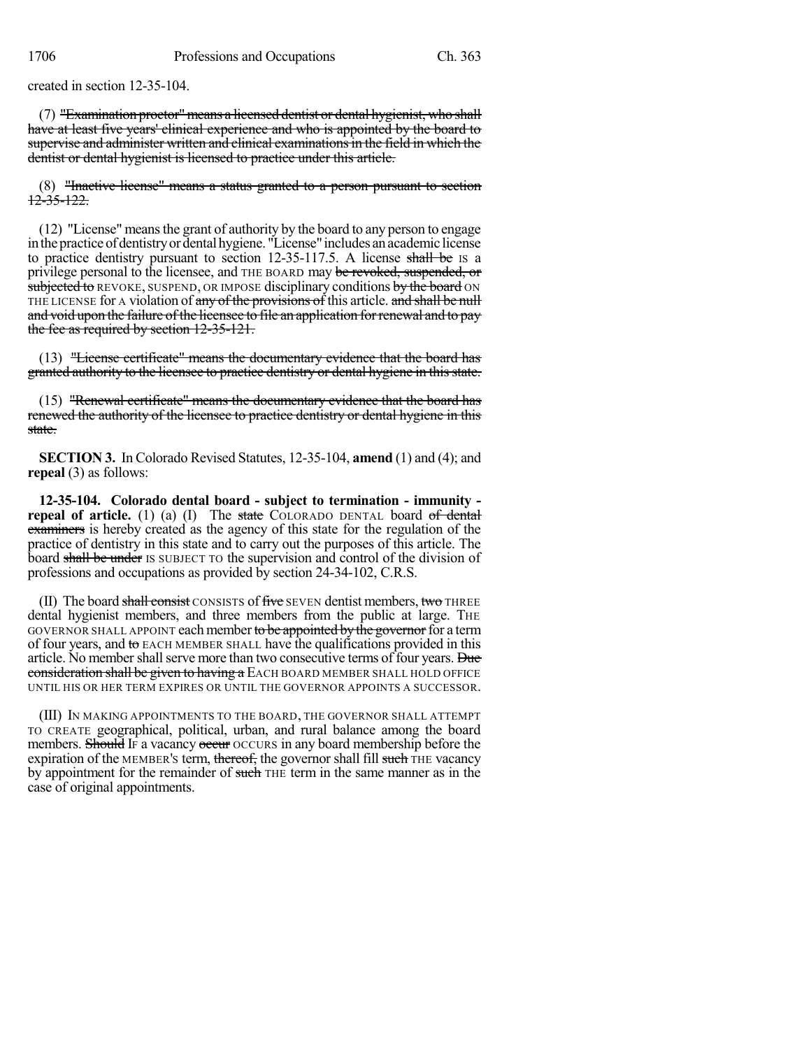created in section 12-35-104.

(7) ~~"Examination proctor" means a licensed dentist or dental hygienist, who shall have at least five years' clinical experience and who is appointed by the board to supervise and administer written and clinical examinations in the field in which the dentist or dental hygienist is licensed to practice under this article.~~

(8) ~~"Inactive license" means a status granted to a person pursuant to section 12-35-122.~~

(12) "License" means the grant of authority by the board to any person to engage in the practice of dentistry or dental hygiene. "License" includes an academic license to practice dentistry pursuant to section 12-35-117.5. A license ~~shall be~~ IS a privilege personal to the licensee, and THE BOARD may ~~be revoked, suspended, or subjected to~~ REVOKE, SUSPEND, OR IMPOSE disciplinary conditions ~~by the board~~ ON THE LICENSE for A violation of ~~any of the provisions of~~ this article. ~~and shall be null and void upon the failure of the licensee to file an application for renewal and to pay the fee as required by section 12-35-121.~~

(13) ~~"License certificate" means the documentary evidence that the board has granted authority to the licensee to practice dentistry or dental hygiene in this state.~~

(15) ~~"Renewal certificate" means the documentary evidence that the board has renewed the authority of the licensee to practice dentistry or dental hygiene in this state.~~

**SECTION 3.** In Colorado Revised Statutes, 12-35-104, **amend** (1) and (4); and **repeal** (3) as follows:

**12-35-104. Colorado dental board - subject to termination - immunity - repeal of article.** (1) (a) (I) The ~~state~~ COLORADO DENTAL board ~~of dental examiners~~ is hereby created as the agency of this state for the regulation of the practice of dentistry in this state and to carry out the purposes of this article. The board ~~shall be under~~ IS SUBJECT TO the supervision and control of the division of professions and occupations as provided by section 24-34-102, C.R.S.

(II) The board ~~shall consist~~ CONSISTS of ~~five~~ SEVEN dentist members, ~~two~~ THREE dental hygienist members, and three members from the public at large. THE GOVERNOR SHALL APPOINT each member ~~to be appointed by the governor~~ for a term of four years, and ~~to~~ EACH MEMBER SHALL have the qualifications provided in this article. No member shall serve more than two consecutive terms of four years. ~~Due consideration shall be given to having a~~ EACH BOARD MEMBER SHALL HOLD OFFICE UNTIL HIS OR HER TERM EXPIRES OR UNTIL THE GOVERNOR APPOINTS A SUCCESSOR.

(III) IN MAKING APPOINTMENTS TO THE BOARD, THE GOVERNOR SHALL ATTEMPT TO CREATE geographical, political, urban, and rural balance among the board members. ~~Should~~ IF a vacancy ~~occur~~ OCCURS in any board membership before the expiration of the MEMBER'S term, ~~thereof,~~ the governor shall fill ~~such~~ THE vacancy by appointment for the remainder of ~~such~~ THE term in the same manner as in the case of original appointments.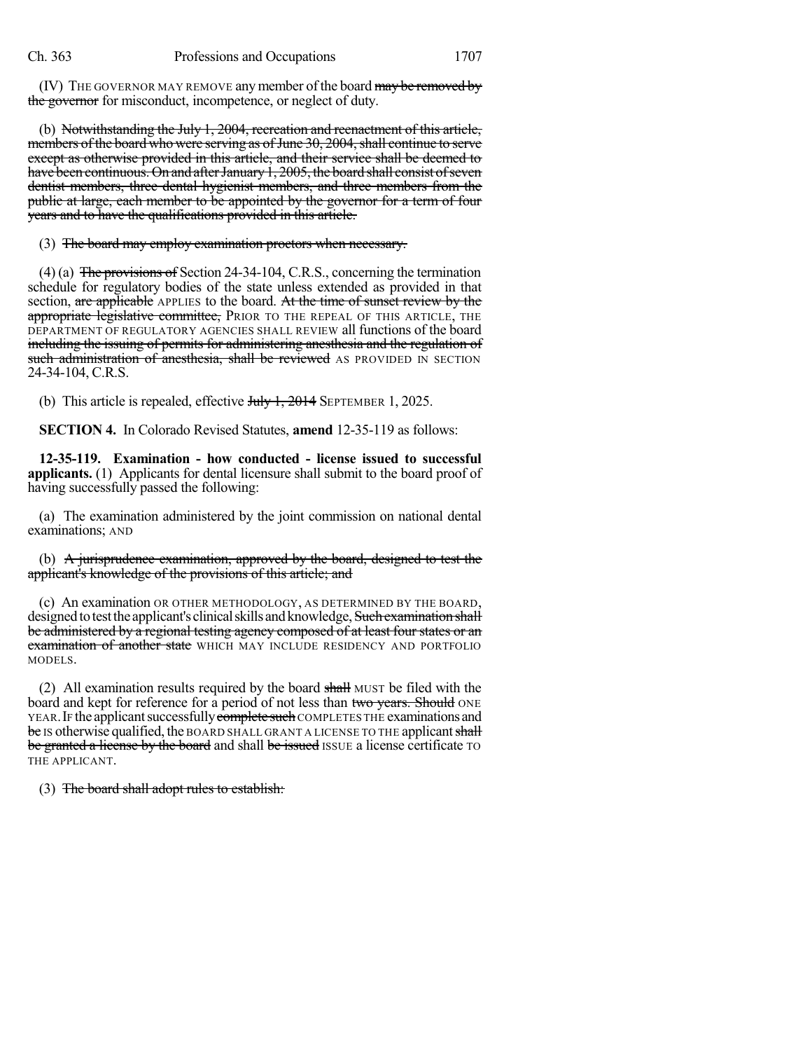(IV) THE GOVERNOR MAY REMOVE any member of the board ~~may be removed by the governor~~ for misconduct, incompetence, or neglect of duty.

(b) ~~Notwithstanding the July 1, 2004, recreation and reenactment of this article, members of the board who were serving as of June 30, 2004, shall continue to serve except as otherwise provided in this article, and their service shall be deemed to have been continuous. On and after January 1, 2005, the board shall consist of seven dentist members, three dental hygienist members, and three members from the public at large, each member to be appointed by the governor for a term of four years and to have the qualifications provided in this article.~~

(3) ~~The board may employ examination proctors when necessary.~~

(4) (a) ~~The provisions of~~ Section 24-34-104, C.R.S., concerning the termination schedule for regulatory bodies of the state unless extended as provided in that section, ~~are applicable~~ APPLIES to the board. ~~At the time of sunset review by the appropriate legislative committee,~~ PRIOR TO THE REPEAL OF THIS ARTICLE, THE DEPARTMENT OF REGULATORY AGENCIES SHALL REVIEW all functions of the board ~~including the issuing of permits for administering anesthesia and the regulation of such administration of anesthesia, shall be reviewed~~ AS PROVIDED IN SECTION 24-34-104, C.R.S.

(b) This article is repealed, effective ~~July 1, 2014~~ SEPTEMBER 1, 2025.

**SECTION 4.** In Colorado Revised Statutes, **amend** 12-35-119 as follows:

**12-35-119. Examination - how conducted - license issued to successful applicants.** (1) Applicants for dental licensure shall submit to the board proof of having successfully passed the following:

(a) The examination administered by the joint commission on national dental examinations; AND

(b) ~~A jurisprudence examination, approved by the board, designed to test the applicant's knowledge of the provisions of this article; and~~

(c) An examination OR OTHER METHODOLOGY, AS DETERMINED BY THE BOARD, designed to test the applicant's clinical skills and knowledge, ~~Such examination shall be administered by a regional testing agency composed of at least four states or an examination of another state~~ WHICH MAY INCLUDE RESIDENCY AND PORTFOLIO MODELS.

(2) All examination results required by the board ~~shall~~ MUST be filed with the board and kept for reference for a period of not less than ~~two years. Should~~ ONE YEAR. IF the applicant successfully ~~complete such~~ COMPLETES THE examinations and ~~be~~ IS otherwise qualified, the BOARD SHALL GRANT A LICENSE TO THE applicant ~~shall be granted a license by the board~~ and shall ~~be issued~~ ISSUE a license certificate TO THE APPLICANT.

(3) ~~The board shall adopt rules to establish:~~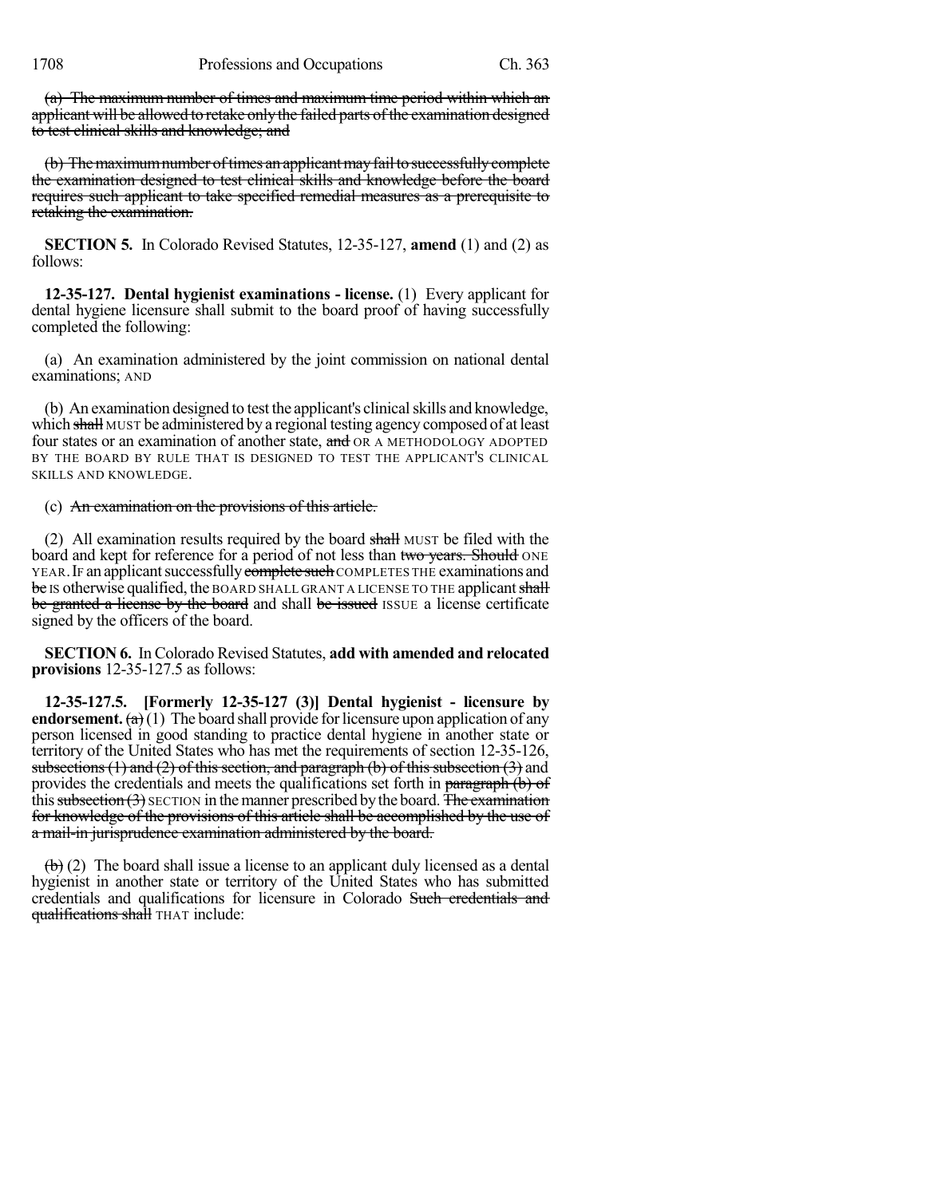~~(a) The maximum number of times and maximum time period within which an applicant will be allowed to retake only the failed parts of the examination designed to test clinical skills and knowledge; and~~

~~(b) The maximum number of times an applicant may fail to successfully complete the examination designed to test clinical skills and knowledge before the board requires such applicant to take specified remedial measures as a prerequisite to retaking the examination.~~

**SECTION 5.** In Colorado Revised Statutes, 12-35-127, **amend** (1) and (2) as follows:

**12-35-127. Dental hygienist examinations - license.** (1) Every applicant for dental hygiene licensure shall submit to the board proof of having successfully completed the following:

(a) An examination administered by the joint commission on national dental examinations; AND

(b) An examination designed to test the applicant's clinical skills and knowledge, which ~~shall~~ MUST be administered by a regional testing agency composed of at least four states or an examination of another state, ~~and~~ OR A METHODOLOGY ADOPTED BY THE BOARD BY RULE THAT IS DESIGNED TO TEST THE APPLICANT'S CLINICAL SKILLS AND KNOWLEDGE.

(c) ~~An examination on the provisions of this article.~~

(2) All examination results required by the board ~~shall~~ MUST be filed with the board and kept for reference for a period of not less than ~~two years. Should~~ ONE YEAR. IF an applicant successfully ~~complete such~~ COMPLETES THE examinations and ~~be~~ IS otherwise qualified, the BOARD SHALL GRANT A LICENSE TO THE applicant ~~shall be granted a license by the board~~ and shall ~~be issued~~ ISSUE a license certificate signed by the officers of the board.

**SECTION 6.** In Colorado Revised Statutes, **add with amended and relocated provisions** 12-35-127.5 as follows:

**12-35-127.5. [Formerly 12-35-127 (3)] Dental hygienist - licensure by endorsement.** ~~(a)~~ (1) The board shall provide for licensure upon application of any person licensed in good standing to practice dental hygiene in another state or territory of the United States who has met the requirements of section 12-35-126, ~~subsections (1) and (2) of this section, and paragraph (b) of this subsection (3)~~ and provides the credentials and meets the qualifications set forth in ~~paragraph (b) of this subsection (3)~~ SECTION in the manner prescribed by the board. ~~The examination for knowledge of the provisions of this article shall be accomplished by the use of a mail-in jurisprudence examination administered by the board.~~

~~(b)~~ (2) The board shall issue a license to an applicant duly licensed as a dental hygienist in another state or territory of the United States who has submitted credentials and qualifications for licensure in Colorado ~~Such credentials and qualifications shall~~ THAT include: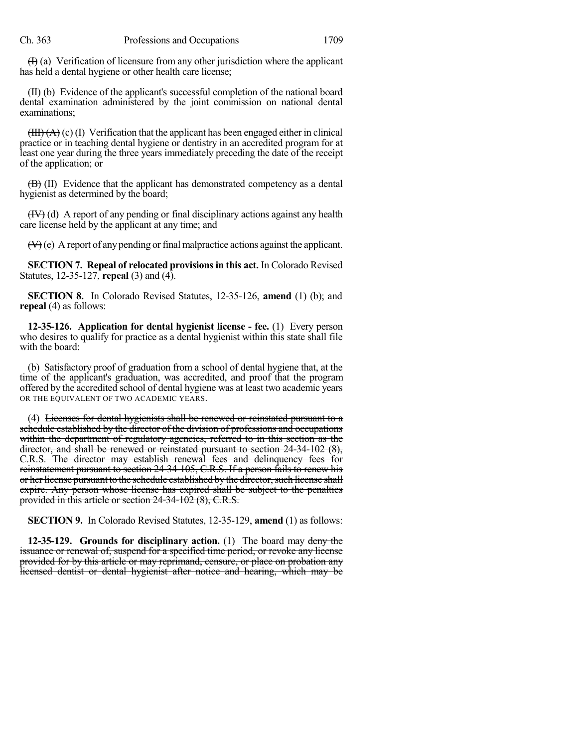~~(I)~~ (a) Verification of licensure from any other jurisdiction where the applicant has held a dental hygiene or other health care license;

~~(II)~~ (b) Evidence of the applicant's successful completion of the national board dental examination administered by the joint commission on national dental examinations;

~~(III) (A)~~ (c) (I) Verification that the applicant has been engaged either in clinical practice or in teaching dental hygiene or dentistry in an accredited program for at least one year during the three years immediately preceding the date of the receipt of the application; or

~~(B)~~ (II) Evidence that the applicant has demonstrated competency as a dental hygienist as determined by the board;

~~(IV)~~ (d) A report of any pending or final disciplinary actions against any health care license held by the applicant at any time; and

~~(V)~~ (e) A report of any pending or final malpractice actions against the applicant.

**SECTION 7. Repeal of relocated provisions in this act.** In Colorado Revised Statutes, 12-35-127, **repeal** (3) and (4).

**SECTION 8.** In Colorado Revised Statutes, 12-35-126, **amend** (1) (b); and **repeal** (4) as follows:

**12-35-126. Application for dental hygienist license - fee.** (1) Every person who desires to qualify for practice as a dental hygienist within this state shall file with the board:

(b) Satisfactory proof of graduation from a school of dental hygiene that, at the time of the applicant's graduation, was accredited, and proof that the program offered by the accredited school of dental hygiene was at least two academic years OR THE EQUIVALENT OF TWO ACADEMIC YEARS.

(4) ~~Licenses for dental hygienists shall be renewed or reinstated pursuant to a schedule established by the director of the division of professions and occupations within the department of regulatory agencies, referred to in this section as the director, and shall be renewed or reinstated pursuant to section 24-34-102 (8), C.R.S. The director may establish renewal fees and delinquency fees for reinstatement pursuant to section 24-34-105, C.R.S. If a person fails to renew his or her license pursuant to the schedule established by the director, such license shall expire. Any person whose license has expired shall be subject to the penalties provided in this article or section 24-34-102 (8), C.R.S.~~

**SECTION 9.** In Colorado Revised Statutes, 12-35-129, **amend** (1) as follows:

**12-35-129. Grounds for disciplinary action.** (1) The board may ~~deny the issuance or renewal of, suspend for a specified time period, or revoke any license provided for by this article or may reprimand, censure, or place on probation any licensed dentist or dental hygienist after notice and hearing, which may be~~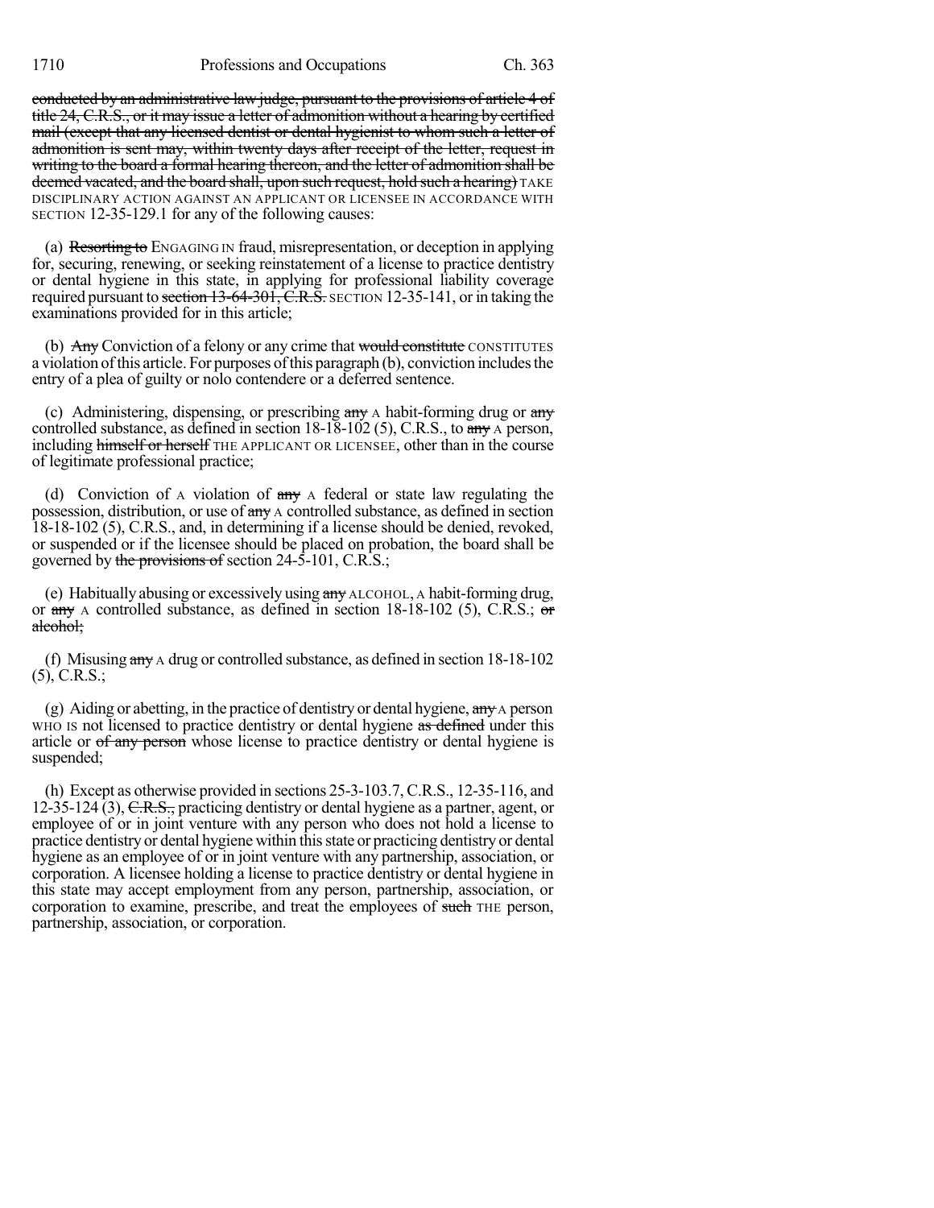~~conducted by an administrative law judge, pursuant to the provisions of article 4 of title 24, C.R.S., or it may issue a letter of admonition without a hearing by certified mail (except that any licensed dentist or dental hygienist to whom such a letter of admonition is sent may, within twenty days after receipt of the letter, request in writing to the board a formal hearing thereon, and the letter of admonition shall be deemed vacated, and the board shall, upon such request, hold such a hearing)~~ TAKE DISCIPLINARY ACTION AGAINST AN APPLICANT OR LICENSEE IN ACCORDANCE WITH SECTION 12-35-129.1 for any of the following causes:

(a) ~~Resorting to~~ ENGAGING IN fraud, misrepresentation, or deception in applying for, securing, renewing, or seeking reinstatement of a license to practice dentistry or dental hygiene in this state, in applying for professional liability coverage required pursuant to ~~section 13-64-301, C.R.S.~~ SECTION 12-35-141, or in taking the examinations provided for in this article;

(b) ~~Any~~ Conviction of a felony or any crime that ~~would constitute~~ CONSTITUTES a violation of this article. For purposes of this paragraph (b), conviction includes the entry of a plea of guilty or nolo contendere or a deferred sentence.

(c) Administering, dispensing, or prescribing ~~any~~ A habit-forming drug or ~~any~~ controlled substance, as defined in section 18-18-102 (5), C.R.S., to ~~any~~ A person, including ~~himself or herself~~ THE APPLICANT OR LICENSEE, other than in the course of legitimate professional practice;

(d) Conviction of A violation of ~~any~~ A federal or state law regulating the possession, distribution, or use of ~~any~~ A controlled substance, as defined in section 18-18-102 (5), C.R.S., and, in determining if a license should be denied, revoked, or suspended or if the licensee should be placed on probation, the board shall be governed by ~~the provisions of~~ section 24-5-101, C.R.S.;

(e) Habitually abusing or excessively using ~~any~~ ALCOHOL, A habit-forming drug, or ~~any~~ A controlled substance, as defined in section 18-18-102 (5), C.R.S.; ~~or alcohol;~~

(f) Misusing ~~any~~ A drug or controlled substance, as defined in section 18-18-102 (5), C.R.S.;

(g) Aiding or abetting, in the practice of dentistry or dental hygiene, ~~any~~ A person WHO IS not licensed to practice dentistry or dental hygiene ~~as defined~~ under this article or ~~of any person~~ whose license to practice dentistry or dental hygiene is suspended;

(h) Except as otherwise provided in sections 25-3-103.7, C.R.S., 12-35-116, and 12-35-124 (3), ~~C.R.S.,~~ practicing dentistry or dental hygiene as a partner, agent, or employee of or in joint venture with any person who does not hold a license to practice dentistry or dental hygiene within this state or practicing dentistry or dental hygiene as an employee of or in joint venture with any partnership, association, or corporation. A licensee holding a license to practice dentistry or dental hygiene in this state may accept employment from any person, partnership, association, or corporation to examine, prescribe, and treat the employees of ~~such~~ THE person, partnership, association, or corporation.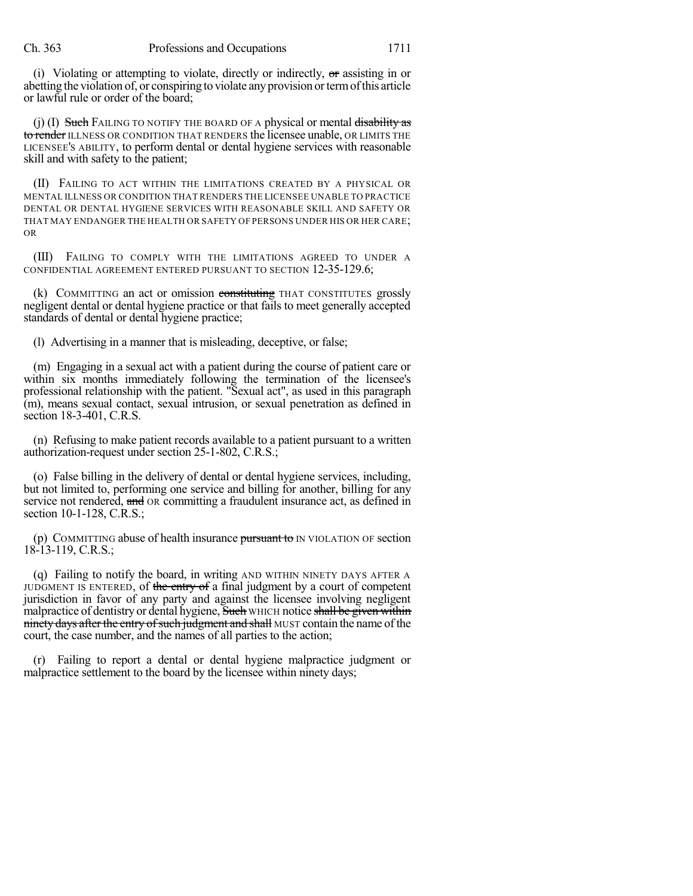(i) Violating or attempting to violate, directly or indirectly, ~~or~~ assisting in or abetting the violation of, or conspiring to violate any provision or term of this article or lawful rule or order of the board;

(j) (I) ~~Such~~ FAILING TO NOTIFY THE BOARD OF A physical or mental ~~disability as to render~~ ILLNESS OR CONDITION THAT RENDERS the licensee unable, OR LIMITS THE LICENSEE'S ABILITY, to perform dental or dental hygiene services with reasonable skill and with safety to the patient;

(II) FAILING TO ACT WITHIN THE LIMITATIONS CREATED BY A PHYSICAL OR MENTAL ILLNESS OR CONDITION THAT RENDERS THE LICENSEE UNABLE TO PRACTICE DENTAL OR DENTAL HYGIENE SERVICES WITH REASONABLE SKILL AND SAFETY OR THAT MAY ENDANGER THE HEALTH OR SAFETY OF PERSONS UNDER HIS OR HER CARE; OR

(III) FAILING TO COMPLY WITH THE LIMITATIONS AGREED TO UNDER A CONFIDENTIAL AGREEMENT ENTERED PURSUANT TO SECTION 12-35-129.6;

(k) COMMITTING an act or omission ~~constituting~~ THAT CONSTITUTES grossly negligent dental or dental hygiene practice or that fails to meet generally accepted standards of dental or dental hygiene practice;

(l) Advertising in a manner that is misleading, deceptive, or false;

(m) Engaging in a sexual act with a patient during the course of patient care or within six months immediately following the termination of the licensee's professional relationship with the patient. "Sexual act", as used in this paragraph (m), means sexual contact, sexual intrusion, or sexual penetration as defined in section 18-3-401, C.R.S.

(n) Refusing to make patient records available to a patient pursuant to a written authorization-request under section 25-1-802, C.R.S.;

(o) False billing in the delivery of dental or dental hygiene services, including, but not limited to, performing one service and billing for another, billing for any service not rendered, ~~and~~ OR committing a fraudulent insurance act, as defined in section 10-1-128, C.R.S.;

(p) COMMITTING abuse of health insurance ~~pursuant to~~ IN VIOLATION OF section 18-13-119, C.R.S.;

(q) Failing to notify the board, in writing AND WITHIN NINETY DAYS AFTER A JUDGMENT IS ENTERED, of ~~the entry of~~ a final judgment by a court of competent jurisdiction in favor of any party and against the licensee involving negligent malpractice of dentistry or dental hygiene, ~~Such~~ WHICH notice ~~shall be given within ninety days after the entry of such judgment and shall~~ MUST contain the name of the court, the case number, and the names of all parties to the action;

(r) Failing to report a dental or dental hygiene malpractice judgment or malpractice settlement to the board by the licensee within ninety days;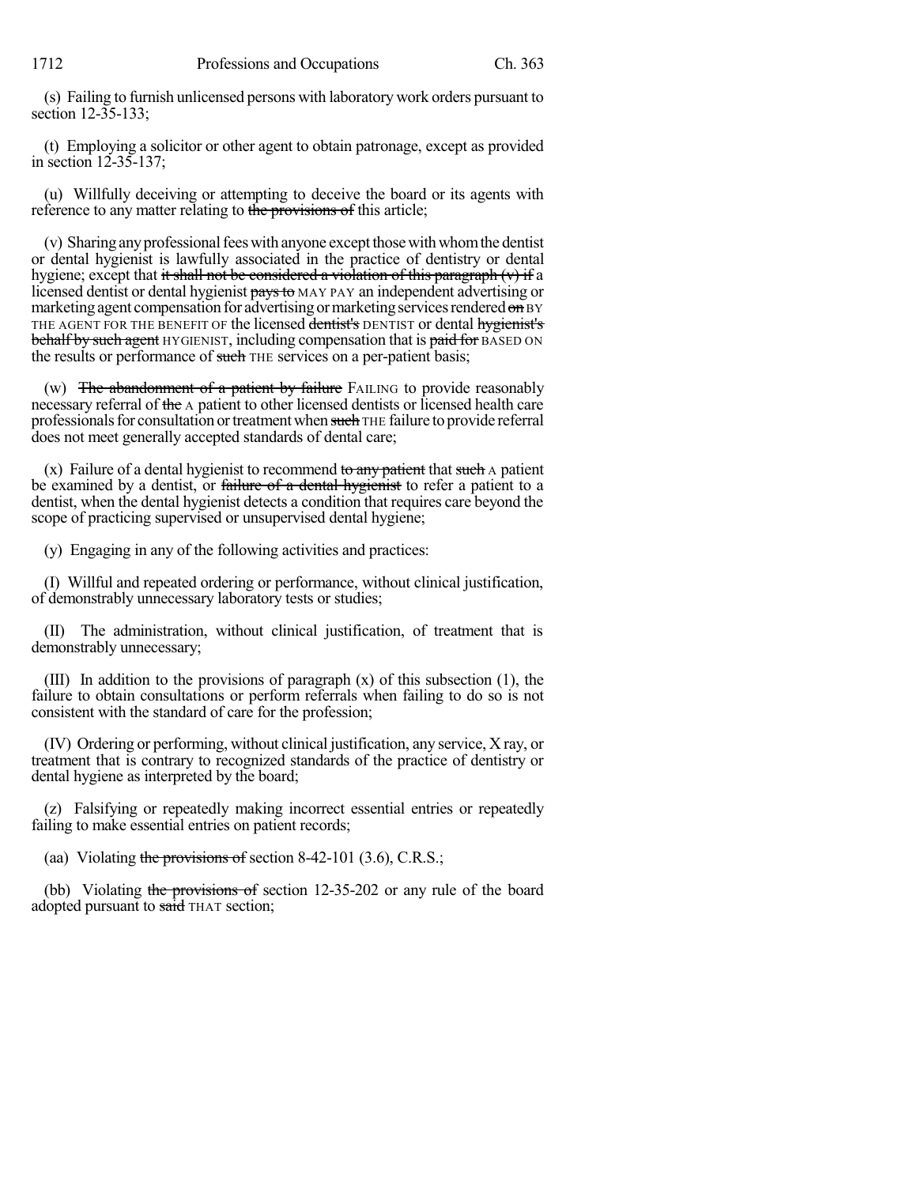(s) Failing to furnish unlicensed persons with laboratory work orders pursuant to section 12-35-133;

(t) Employing a solicitor or other agent to obtain patronage, except as provided in section 12-35-137;

(u) Willfully deceiving or attempting to deceive the board or its agents with reference to any matter relating to ~~the provisions of~~ this article;

(v) Sharing any professional fees with anyone except those with whom the dentist or dental hygienist is lawfully associated in the practice of dentistry or dental hygiene; except that ~~it shall not be considered a violation of this paragraph (v) if~~ a licensed dentist or dental hygienist ~~pays to~~ MAY PAY an independent advertising or marketing agent compensation for advertising or marketing services rendered ~~on~~ BY THE AGENT FOR THE BENEFIT OF the licensed ~~dentist's~~ DENTIST or dental ~~hygienist's behalf by such agent~~ HYGIENIST, including compensation that is ~~paid for~~ BASED ON the results or performance of ~~such~~ THE services on a per-patient basis;

(w) ~~The abandonment of a patient by failure~~ FAILING to provide reasonably necessary referral of ~~the~~ A patient to other licensed dentists or licensed health care professionals for consultation or treatment when ~~such~~ THE failure to provide referral does not meet generally accepted standards of dental care;

(x) Failure of a dental hygienist to recommend ~~to any patient~~ that ~~such~~ A patient be examined by a dentist, or ~~failure of a dental hygienist~~ to refer a patient to a dentist, when the dental hygienist detects a condition that requires care beyond the scope of practicing supervised or unsupervised dental hygiene;

(y) Engaging in any of the following activities and practices:

(I) Willful and repeated ordering or performance, without clinical justification, of demonstrably unnecessary laboratory tests or studies;

(II) The administration, without clinical justification, of treatment that is demonstrably unnecessary;

(III) In addition to the provisions of paragraph (x) of this subsection (1), the failure to obtain consultations or perform referrals when failing to do so is not consistent with the standard of care for the profession;

(IV) Ordering or performing, without clinical justification, any service, X ray, or treatment that is contrary to recognized standards of the practice of dentistry or dental hygiene as interpreted by the board;

(z) Falsifying or repeatedly making incorrect essential entries or repeatedly failing to make essential entries on patient records;

(aa) Violating ~~the provisions of~~ section 8-42-101 (3.6), C.R.S.;

(bb) Violating ~~the provisions of~~ section 12-35-202 or any rule of the board adopted pursuant to ~~said~~ THAT section;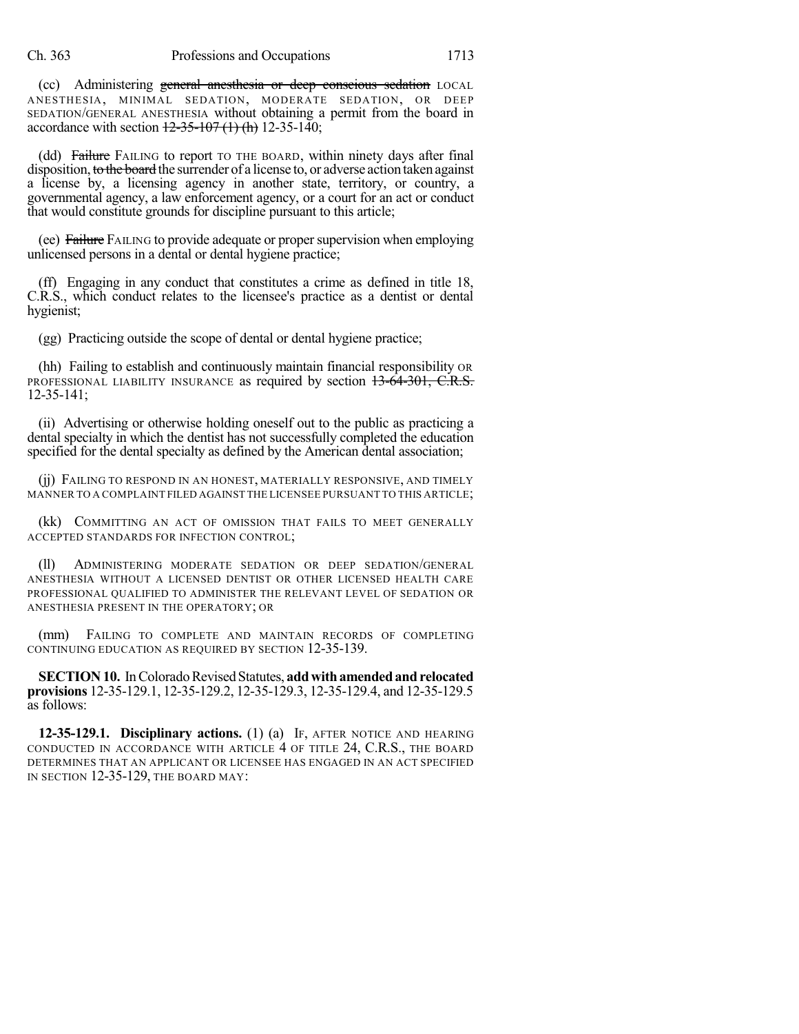(cc) Administering ~~general anesthesia or deep conscious sedation~~ LOCAL ANESTHESIA, MINIMAL SEDATION, MODERATE SEDATION, OR DEEP SEDATION/GENERAL ANESTHESIA without obtaining a permit from the board in accordance with section ~~12-35-107 (1) (h)~~ 12-35-140;

(dd) ~~Failure~~ FAILING to report TO THE BOARD, within ninety days after final disposition, ~~to the board~~ the surrender of a license to, or adverse action taken against a license by, a licensing agency in another state, territory, or country, a governmental agency, a law enforcement agency, or a court for an act or conduct that would constitute grounds for discipline pursuant to this article;

(ee) ~~Failure~~ FAILING to provide adequate or proper supervision when employing unlicensed persons in a dental or dental hygiene practice;

(ff) Engaging in any conduct that constitutes a crime as defined in title 18, C.R.S., which conduct relates to the licensee's practice as a dentist or dental hygienist;

(gg) Practicing outside the scope of dental or dental hygiene practice;

(hh) Failing to establish and continuously maintain financial responsibility OR PROFESSIONAL LIABILITY INSURANCE as required by section ~~13-64-301, C.R.S.~~ 12-35-141;

(ii) Advertising or otherwise holding oneself out to the public as practicing a dental specialty in which the dentist has not successfully completed the education specified for the dental specialty as defined by the American dental association;

(jj) FAILING TO RESPOND IN AN HONEST, MATERIALLY RESPONSIVE, AND TIMELY MANNER TO A COMPLAINT FILED AGAINST THE LICENSEE PURSUANT TO THIS ARTICLE;

(kk) COMMITTING AN ACT OF OMISSION THAT FAILS TO MEET GENERALLY ACCEPTED STANDARDS FOR INFECTION CONTROL;

(ll) ADMINISTERING MODERATE SEDATION OR DEEP SEDATION/GENERAL ANESTHESIA WITHOUT A LICENSED DENTIST OR OTHER LICENSED HEALTH CARE PROFESSIONAL QUALIFIED TO ADMINISTER THE RELEVANT LEVEL OF SEDATION OR ANESTHESIA PRESENT IN THE OPERATORY; OR

(mm) FAILING TO COMPLETE AND MAINTAIN RECORDS OF COMPLETING CONTINUING EDUCATION AS REQUIRED BY SECTION 12-35-139.

**SECTION 10.** In Colorado Revised Statutes, **add with amended and relocated provisions** 12-35-129.1, 12-35-129.2, 12-35-129.3, 12-35-129.4, and 12-35-129.5 as follows:

**12-35-129.1. Disciplinary actions.** (1) (a) IF, AFTER NOTICE AND HEARING CONDUCTED IN ACCORDANCE WITH ARTICLE 4 OF TITLE 24, C.R.S., THE BOARD DETERMINES THAT AN APPLICANT OR LICENSEE HAS ENGAGED IN AN ACT SPECIFIED IN SECTION 12-35-129, THE BOARD MAY: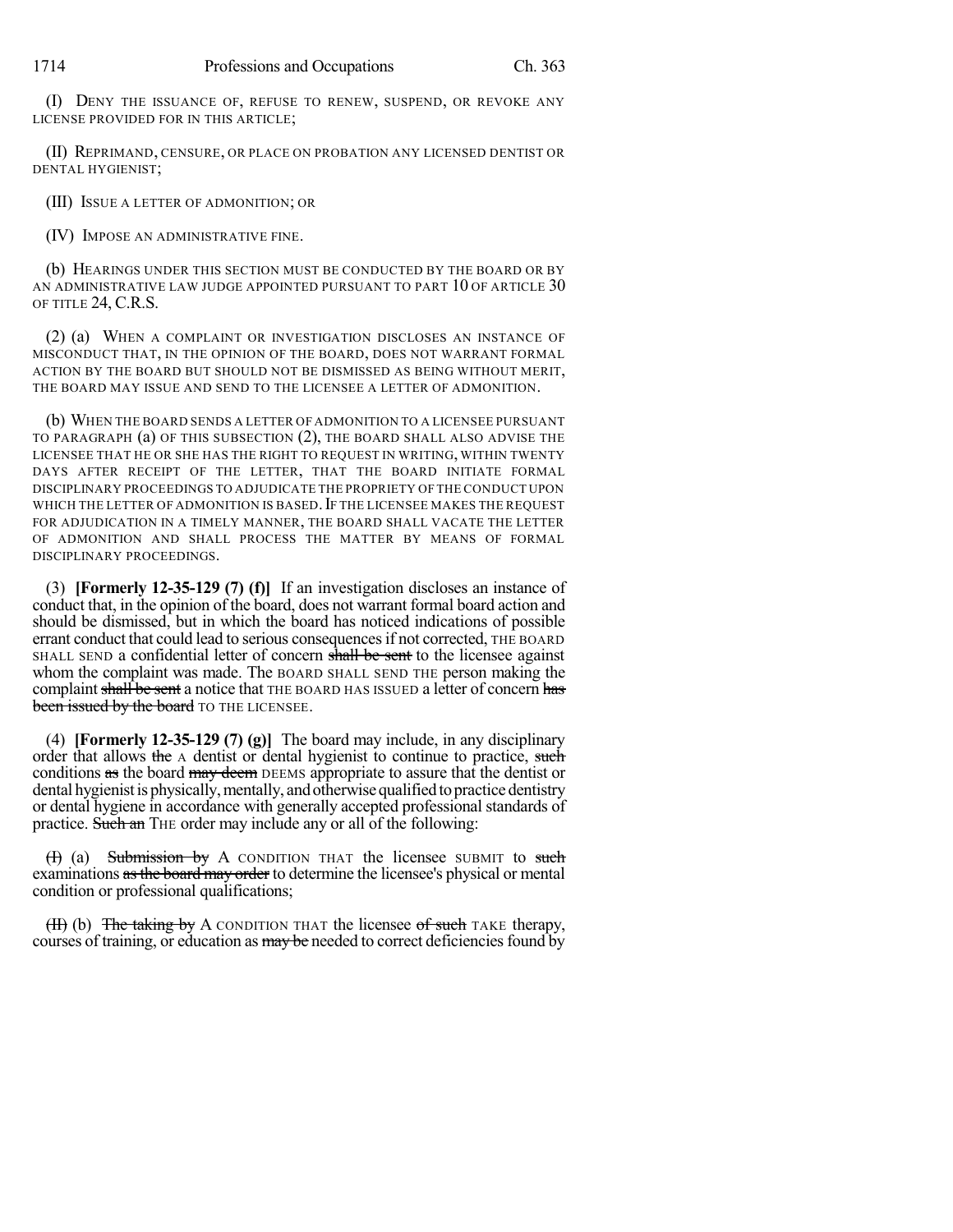(I) DENY THE ISSUANCE OF, REFUSE TO RENEW, SUSPEND, OR REVOKE ANY LICENSE PROVIDED FOR IN THIS ARTICLE;

(II) REPRIMAND, CENSURE, OR PLACE ON PROBATION ANY LICENSED DENTIST OR DENTAL HYGIENIST;

(III) ISSUE A LETTER OF ADMONITION; OR

(IV) IMPOSE AN ADMINISTRATIVE FINE.

(b) HEARINGS UNDER THIS SECTION MUST BE CONDUCTED BY THE BOARD OR BY AN ADMINISTRATIVE LAW JUDGE APPOINTED PURSUANT TO PART 10 OF ARTICLE 30 OF TITLE 24, C.R.S.

(2) (a) WHEN A COMPLAINT OR INVESTIGATION DISCLOSES AN INSTANCE OF MISCONDUCT THAT, IN THE OPINION OF THE BOARD, DOES NOT WARRANT FORMAL ACTION BY THE BOARD BUT SHOULD NOT BE DISMISSED AS BEING WITHOUT MERIT, THE BOARD MAY ISSUE AND SEND TO THE LICENSEE A LETTER OF ADMONITION.

(b) WHEN THE BOARD SENDS A LETTER OF ADMONITION TO A LICENSEE PURSUANT TO PARAGRAPH (a) OF THIS SUBSECTION (2), THE BOARD SHALL ALSO ADVISE THE LICENSEE THAT HE OR SHE HAS THE RIGHT TO REQUEST IN WRITING, WITHIN TWENTY DAYS AFTER RECEIPT OF THE LETTER, THAT THE BOARD INITIATE FORMAL DISCIPLINARY PROCEEDINGS TO ADJUDICATE THE PROPRIETY OF THE CONDUCT UPON WHICH THE LETTER OF ADMONITION IS BASED. IF THE LICENSEE MAKES THE REQUEST FOR ADJUDICATION IN A TIMELY MANNER, THE BOARD SHALL VACATE THE LETTER OF ADMONITION AND SHALL PROCESS THE MATTER BY MEANS OF FORMAL DISCIPLINARY PROCEEDINGS.

(3) **[Formerly 12-35-129 (7) (f)]** If an investigation discloses an instance of conduct that, in the opinion of the board, does not warrant formal board action and should be dismissed, but in which the board has noticed indications of possible errant conduct that could lead to serious consequences if not corrected, THE BOARD SHALL SEND a confidential letter of concern ~~shall be sent~~ to the licensee against whom the complaint was made. The BOARD SHALL SEND THE person making the complaint ~~shall be sent~~ a notice that THE BOARD HAS ISSUED a letter of concern ~~has been issued by the board~~ TO THE LICENSEE.

(4) **[Formerly 12-35-129 (7) (g)]** The board may include, in any disciplinary order that allows ~~the~~ A dentist or dental hygienist to continue to practice, ~~such~~ conditions ~~as~~ the board ~~may deem~~ DEEMS appropriate to assure that the dentist or dental hygienist is physically, mentally, and otherwise qualified to practice dentistry or dental hygiene in accordance with generally accepted professional standards of practice. ~~Such an~~ THE order may include any or all of the following:

~~(I)~~ (a) ~~Submission by~~ A CONDITION THAT the licensee SUBMIT to ~~such~~ examinations ~~as the board may order~~ to determine the licensee's physical or mental condition or professional qualifications;

~~(II)~~ (b) ~~The taking by~~ A CONDITION THAT the licensee ~~of such~~ TAKE therapy, courses of training, or education as ~~may be~~ needed to correct deficiencies found by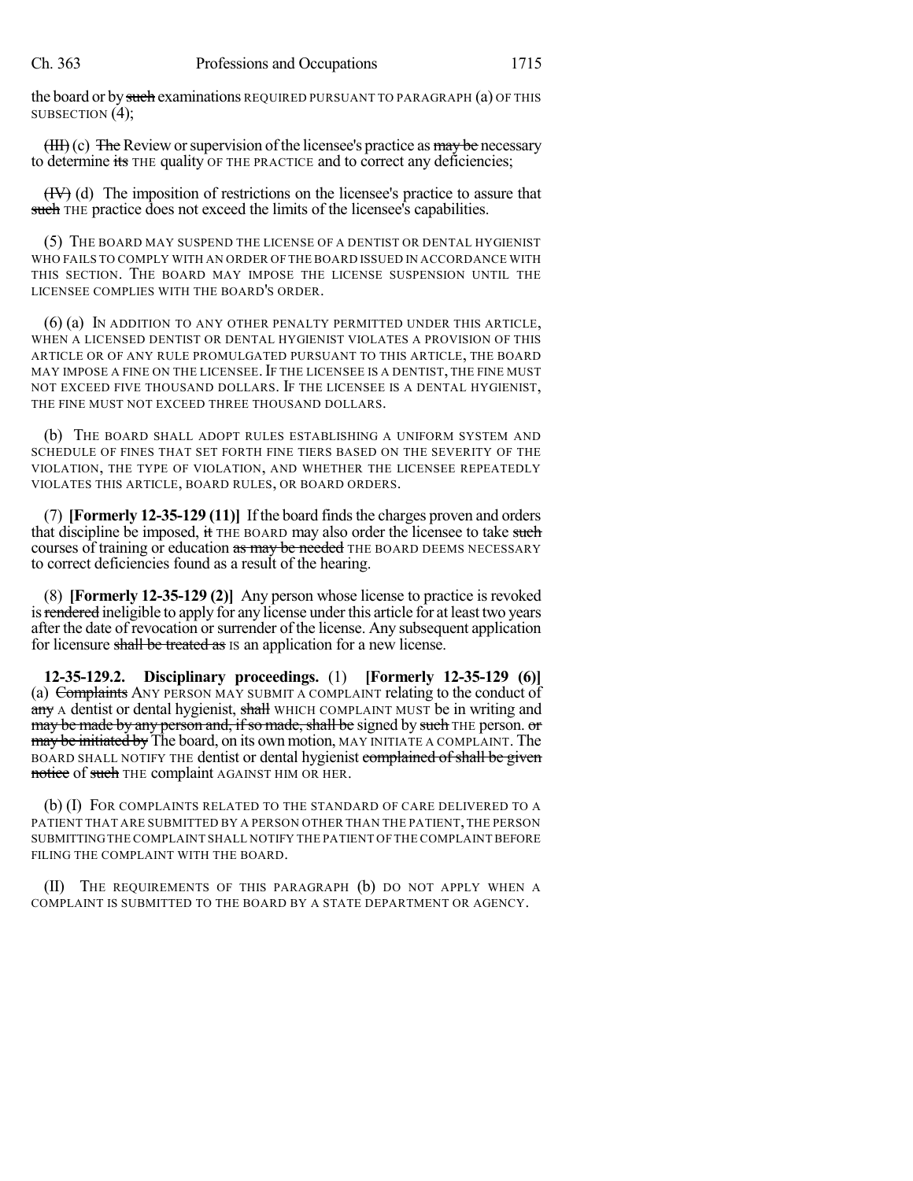the board or by ~~such~~ examinations REQUIRED PURSUANT TO PARAGRAPH (a) OF THIS SUBSECTION (4);

~~(III)~~ (c) ~~The~~ Review or supervision of the licensee's practice as ~~may be~~ necessary to determine ~~its~~ THE quality OF THE PRACTICE and to correct any deficiencies;

~~(IV)~~ (d) The imposition of restrictions on the licensee's practice to assure that ~~such~~ THE practice does not exceed the limits of the licensee's capabilities.

(5) THE BOARD MAY SUSPEND THE LICENSE OF A DENTIST OR DENTAL HYGIENIST WHO FAILS TO COMPLY WITH AN ORDER OF THE BOARD ISSUED IN ACCORDANCE WITH THIS SECTION. THE BOARD MAY IMPOSE THE LICENSE SUSPENSION UNTIL THE LICENSEE COMPLIES WITH THE BOARD'S ORDER.

(6) (a) IN ADDITION TO ANY OTHER PENALTY PERMITTED UNDER THIS ARTICLE, WHEN A LICENSED DENTIST OR DENTAL HYGIENIST VIOLATES A PROVISION OF THIS ARTICLE OR OF ANY RULE PROMULGATED PURSUANT TO THIS ARTICLE, THE BOARD MAY IMPOSE A FINE ON THE LICENSEE. IF THE LICENSEE IS A DENTIST, THE FINE MUST NOT EXCEED FIVE THOUSAND DOLLARS. IF THE LICENSEE IS A DENTAL HYGIENIST, THE FINE MUST NOT EXCEED THREE THOUSAND DOLLARS.

(b) THE BOARD SHALL ADOPT RULES ESTABLISHING A UNIFORM SYSTEM AND SCHEDULE OF FINES THAT SET FORTH FINE TIERS BASED ON THE SEVERITY OF THE VIOLATION, THE TYPE OF VIOLATION, AND WHETHER THE LICENSEE REPEATEDLY VIOLATES THIS ARTICLE, BOARD RULES, OR BOARD ORDERS.

(7) **[Formerly 12-35-129 (11)]** If the board finds the charges proven and orders that discipline be imposed, ~~it~~ THE BOARD may also order the licensee to take ~~such~~ courses of training or education ~~as may be needed~~ THE BOARD DEEMS NECESSARY to correct deficiencies found as a result of the hearing.

(8) **[Formerly 12-35-129 (2)]** Any person whose license to practice is revoked is ~~rendered~~ ineligible to apply for any license under this article for at least two years after the date of revocation or surrender of the license. Any subsequent application for licensure ~~shall be treated as~~ IS an application for a new license.

**12-35-129.2. Disciplinary proceedings.** (1) **[Formerly 12-35-129 (6)]** (a) ~~Complaints~~ ANY PERSON MAY SUBMIT A COMPLAINT relating to the conduct of ~~any~~ A dentist or dental hygienist, ~~shall~~ WHICH COMPLAINT MUST be in writing and ~~may be made by any person and, if so made, shall be~~ signed by ~~such~~ THE person. ~~or may be initiated by~~ The board, on its own motion, MAY INITIATE A COMPLAINT. The BOARD SHALL NOTIFY THE dentist or dental hygienist ~~complained of shall be given notice~~ of ~~such~~ THE complaint AGAINST HIM OR HER.

(b) (I) FOR COMPLAINTS RELATED TO THE STANDARD OF CARE DELIVERED TO A PATIENT THAT ARE SUBMITTED BY A PERSON OTHER THAN THE PATIENT, THE PERSON SUBMITTING THE COMPLAINT SHALL NOTIFY THE PATIENT OF THE COMPLAINT BEFORE FILING THE COMPLAINT WITH THE BOARD.

(II) THE REQUIREMENTS OF THIS PARAGRAPH (b) DO NOT APPLY WHEN A COMPLAINT IS SUBMITTED TO THE BOARD BY A STATE DEPARTMENT OR AGENCY.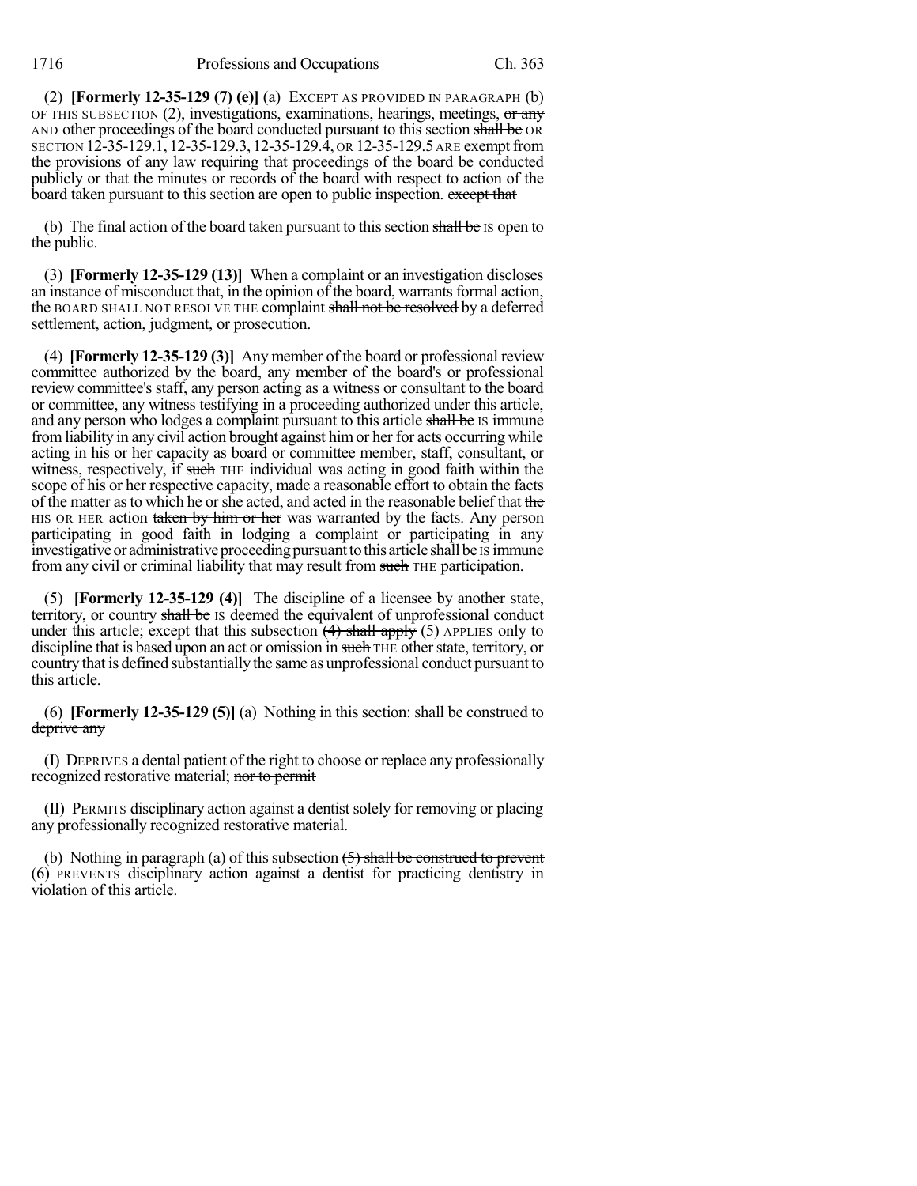(2) **[Formerly 12-35-129 (7) (e)]** (a) EXCEPT AS PROVIDED IN PARAGRAPH (b) OF THIS SUBSECTION (2), investigations, examinations, hearings, meetings, ~~or any~~ AND other proceedings of the board conducted pursuant to this section ~~shall be~~ OR SECTION 12-35-129.1, 12-35-129.3, 12-35-129.4, OR 12-35-129.5 ARE exempt from the provisions of any law requiring that proceedings of the board be conducted publicly or that the minutes or records of the board with respect to action of the board taken pursuant to this section are open to public inspection. ~~except that~~

(b) The final action of the board taken pursuant to this section ~~shall be~~ IS open to the public.

(3) **[Formerly 12-35-129 (13)]** When a complaint or an investigation discloses an instance of misconduct that, in the opinion of the board, warrants formal action, the BOARD SHALL NOT RESOLVE THE complaint ~~shall not be resolved~~ by a deferred settlement, action, judgment, or prosecution.

(4) **[Formerly 12-35-129 (3)]** Any member of the board or professional review committee authorized by the board, any member of the board's or professional review committee's staff, any person acting as a witness or consultant to the board or committee, any witness testifying in a proceeding authorized under this article, and any person who lodges a complaint pursuant to this article ~~shall be~~ IS immune from liability in any civil action brought against him or her for acts occurring while acting in his or her capacity as board or committee member, staff, consultant, or witness, respectively, if ~~such~~ THE individual was acting in good faith within the scope of his or her respective capacity, made a reasonable effort to obtain the facts of the matter as to which he or she acted, and acted in the reasonable belief that ~~the~~ HIS OR HER action ~~taken by him or her~~ was warranted by the facts. Any person participating in good faith in lodging a complaint or participating in any investigative or administrative proceeding pursuant to this article ~~shall be~~ IS immune from any civil or criminal liability that may result from ~~such~~ THE participation.

(5) **[Formerly 12-35-129 (4)]** The discipline of a licensee by another state, territory, or country ~~shall be~~ IS deemed the equivalent of unprofessional conduct under this article; except that this subsection ~~(4) shall apply~~ (5) APPLIES only to discipline that is based upon an act or omission in ~~such~~ THE other state, territory, or country that is defined substantially the same as unprofessional conduct pursuant to this article.

(6) **[Formerly 12-35-129 (5)]** (a) Nothing in this section: ~~shall be construed to deprive any~~

(I) DEPRIVES a dental patient of the right to choose or replace any professionally recognized restorative material; ~~nor to permit~~

(II) PERMITS disciplinary action against a dentist solely for removing or placing any professionally recognized restorative material.

(b) Nothing in paragraph (a) of this subsection ~~(5) shall be construed to prevent~~ (6) PREVENTS disciplinary action against a dentist for practicing dentistry in violation of this article.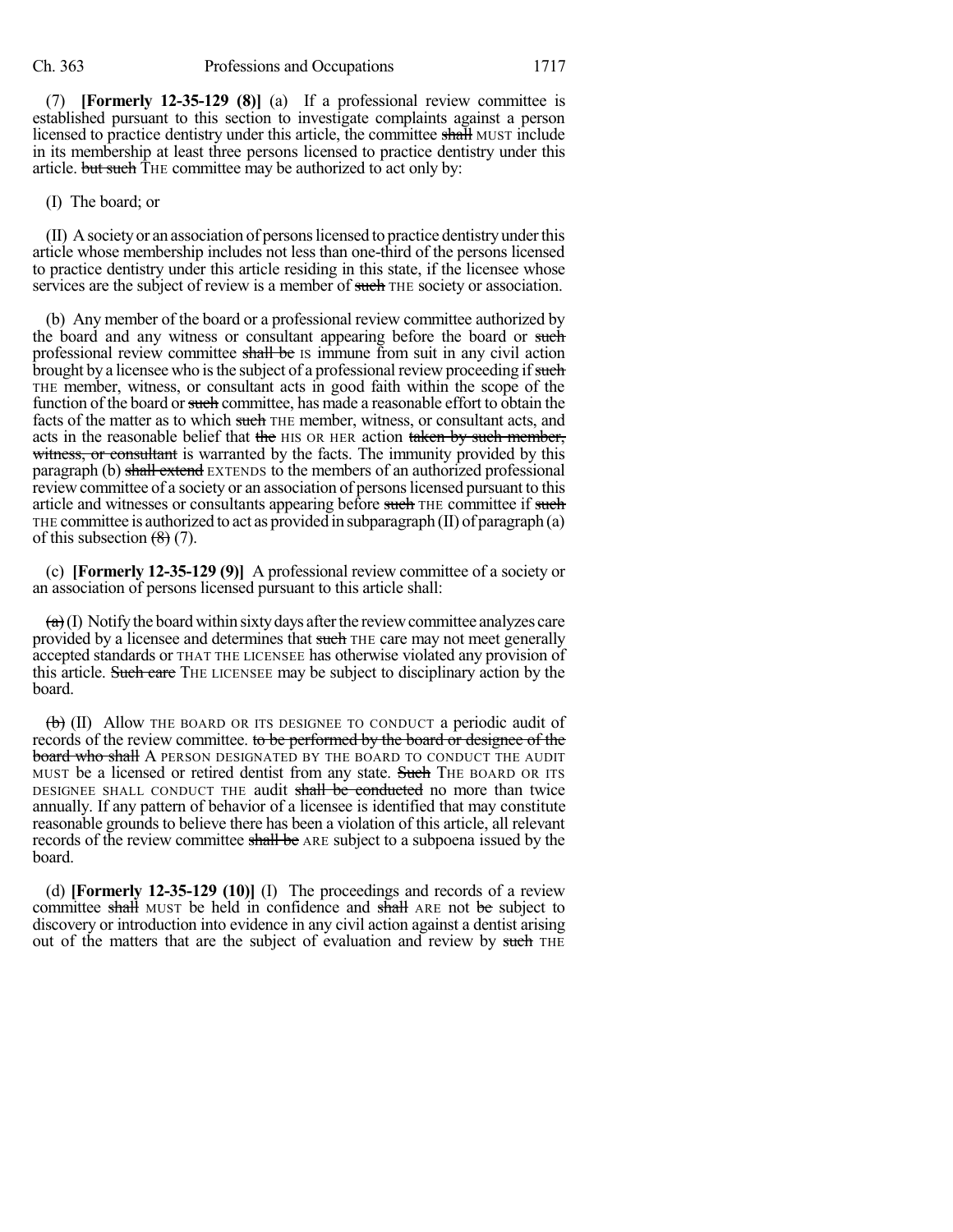(7) **[Formerly 12-35-129 (8)]** (a) If a professional review committee is established pursuant to this section to investigate complaints against a person licensed to practice dentistry under this article, the committee ~~shall~~ MUST include in its membership at least three persons licensed to practice dentistry under this article. ~~but such~~ THE committee may be authorized to act only by:

(I) The board; or

(II) A society or an association of persons licensed to practice dentistry under this article whose membership includes not less than one-third of the persons licensed to practice dentistry under this article residing in this state, if the licensee whose services are the subject of review is a member of ~~such~~ THE society or association.

(b) Any member of the board or a professional review committee authorized by the board and any witness or consultant appearing before the board or ~~such~~ professional review committee ~~shall be~~ IS immune from suit in any civil action brought by a licensee who is the subject of a professional review proceeding if ~~such~~ THE member, witness, or consultant acts in good faith within the scope of the function of the board or ~~such~~ committee, has made a reasonable effort to obtain the facts of the matter as to which ~~such~~ THE member, witness, or consultant acts, and acts in the reasonable belief that ~~the~~ HIS OR HER action ~~taken by such member, witness, or consultant~~ is warranted by the facts. The immunity provided by this paragraph (b) ~~shall extend~~ EXTENDS to the members of an authorized professional review committee of a society or an association of persons licensed pursuant to this article and witnesses or consultants appearing before ~~such~~ THE committee if ~~such~~ THE committee is authorized to act as provided in subparagraph (II) of paragraph (a) of this subsection ~~(8)~~ (7).

(c) **[Formerly 12-35-129 (9)]** A professional review committee of a society or an association of persons licensed pursuant to this article shall:

~~(a)~~ (I) Notify the board within sixty days after the review committee analyzes care provided by a licensee and determines that ~~such~~ THE care may not meet generally accepted standards or THAT THE LICENSEE has otherwise violated any provision of this article. ~~Such care~~ THE LICENSEE may be subject to disciplinary action by the board.

~~(b)~~ (II) Allow THE BOARD OR ITS DESIGNEE TO CONDUCT a periodic audit of records of the review committee. ~~to be performed by the board or designee of the board who shall~~ A PERSON DESIGNATED BY THE BOARD TO CONDUCT THE AUDIT MUST be a licensed or retired dentist from any state. ~~Such~~ THE BOARD OR ITS DESIGNEE SHALL CONDUCT THE audit ~~shall be conducted~~ no more than twice annually. If any pattern of behavior of a licensee is identified that may constitute reasonable grounds to believe there has been a violation of this article, all relevant records of the review committee ~~shall be~~ ARE subject to a subpoena issued by the board.

(d) **[Formerly 12-35-129 (10)]** (I) The proceedings and records of a review committee ~~shall~~ MUST be held in confidence and ~~shall~~ ARE not ~~be~~ subject to discovery or introduction into evidence in any civil action against a dentist arising out of the matters that are the subject of evaluation and review by ~~such~~ THE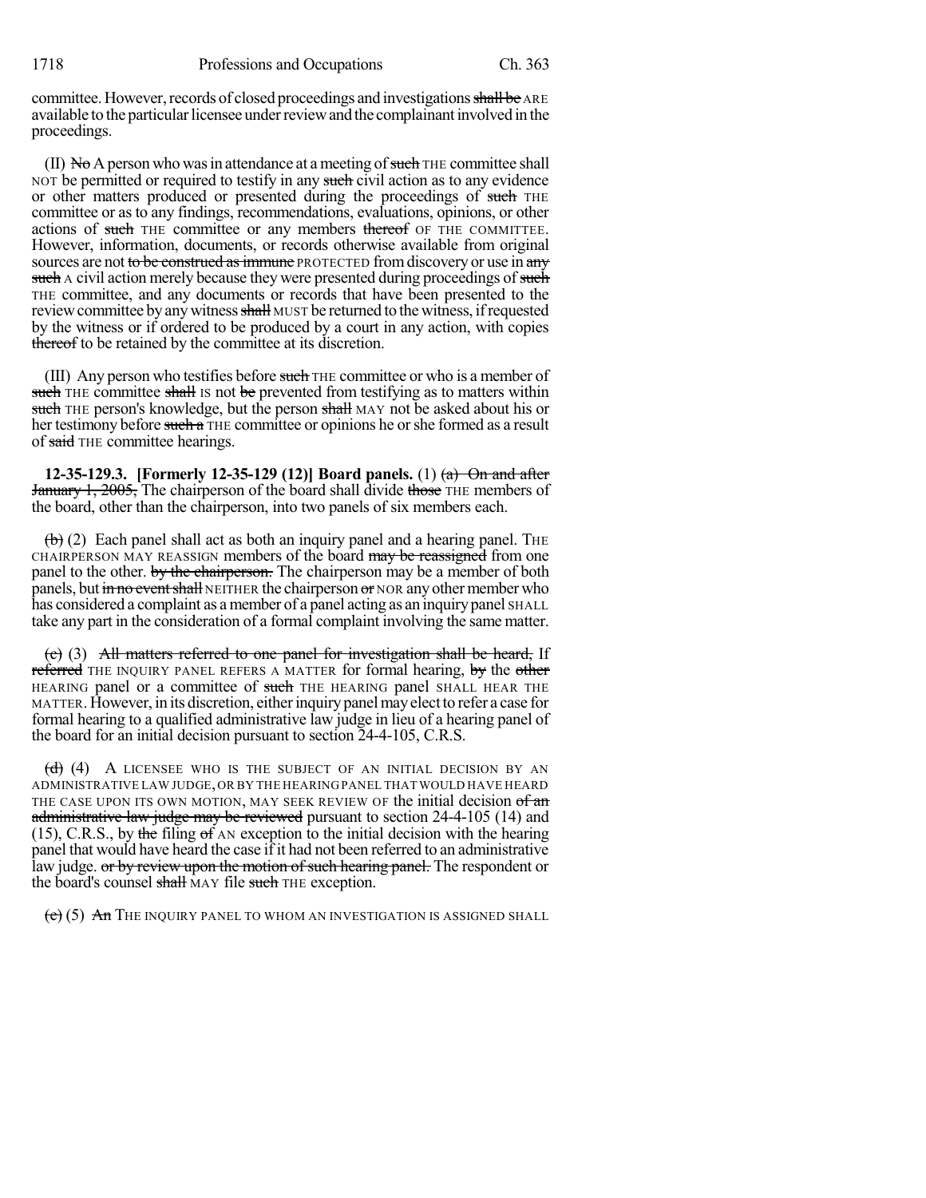committee. However, records of closed proceedings and investigations ~~shall be~~ ARE available to the particular licensee under review and the complainant involved in the proceedings.

(II) ~~No~~ A person who was in attendance at a meeting of ~~such~~ THE committee shall NOT be permitted or required to testify in any ~~such~~ civil action as to any evidence or other matters produced or presented during the proceedings of ~~such~~ THE committee or as to any findings, recommendations, evaluations, opinions, or other actions of ~~such~~ THE committee or any members ~~thereof~~ OF THE COMMITTEE. However, information, documents, or records otherwise available from original sources are not ~~to be construed as immune~~ PROTECTED from discovery or use in ~~any such~~ A civil action merely because they were presented during proceedings of ~~such~~ THE committee, and any documents or records that have been presented to the review committee by any witness ~~shall~~ MUST be returned to the witness, if requested by the witness or if ordered to be produced by a court in any action, with copies ~~thereof~~ to be retained by the committee at its discretion.

(III) Any person who testifies before ~~such~~ THE committee or who is a member of ~~such~~ THE committee ~~shall~~ IS not ~~be~~ prevented from testifying as to matters within ~~such~~ THE person's knowledge, but the person ~~shall~~ MAY not be asked about his or her testimony before ~~such a~~ THE committee or opinions he or she formed as a result of ~~said~~ THE committee hearings.

**12-35-129.3. [Formerly 12-35-129 (12)] Board panels.** (1) ~~(a) On and after January 1, 2005,~~ The chairperson of the board shall divide ~~those~~ THE members of the board, other than the chairperson, into two panels of six members each.

~~(b)~~ (2) Each panel shall act as both an inquiry panel and a hearing panel. THE CHAIRPERSON MAY REASSIGN members of the board ~~may be reassigned~~ from one panel to the other. ~~by the chairperson.~~ The chairperson may be a member of both panels, but ~~in no event shall~~ NEITHER the chairperson ~~or~~ NOR any other member who has considered a complaint as a member of a panel acting as an inquiry panel SHALL take any part in the consideration of a formal complaint involving the same matter.

~~(c)~~ (3) ~~All matters referred to one panel for investigation shall be heard,~~ If ~~referred~~ THE INQUIRY PANEL REFERS A MATTER for formal hearing, ~~by~~ the ~~other~~ HEARING panel or a committee of ~~such~~ THE HEARING panel SHALL HEAR THE MATTER. However, in its discretion, either inquiry panel may elect to refer a case for formal hearing to a qualified administrative law judge in lieu of a hearing panel of the board for an initial decision pursuant to section 24-4-105, C.R.S.

~~(d)~~ (4) A LICENSEE WHO IS THE SUBJECT OF AN INITIAL DECISION BY AN ADMINISTRATIVE LAW JUDGE, OR BY THE HEARING PANEL THAT WOULD HAVE HEARD THE CASE UPON ITS OWN MOTION, MAY SEEK REVIEW OF the initial decision ~~of an administrative law judge may be reviewed~~ pursuant to section 24-4-105 (14) and (15), C.R.S., by ~~the~~ filing ~~of~~ AN exception to the initial decision with the hearing panel that would have heard the case if it had not been referred to an administrative law judge. ~~or by review upon the motion of such hearing panel.~~ The respondent or the board's counsel ~~shall~~ MAY file ~~such~~ THE exception.

~~(e)~~ (5) ~~An~~ THE INQUIRY PANEL TO WHOM AN INVESTIGATION IS ASSIGNED SHALL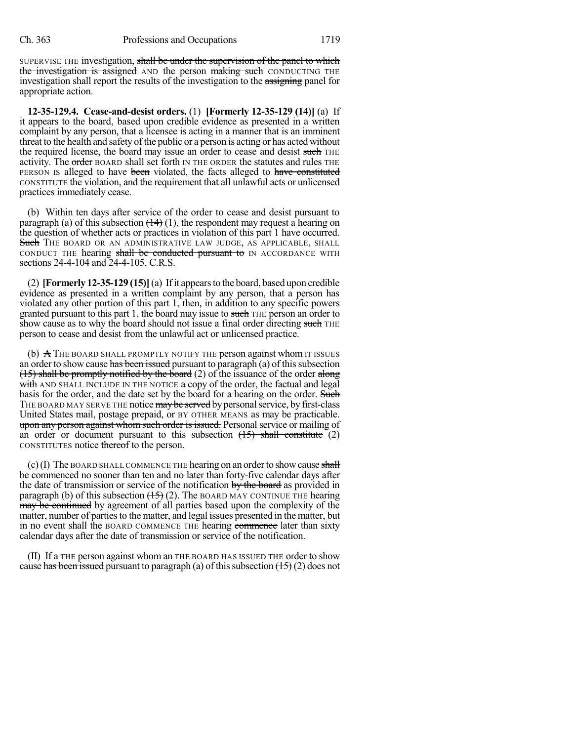SUPERVISE THE investigation, ~~shall be under the supervision of the panel to which the investigation is assigned~~ AND the person ~~making such~~ CONDUCTING THE investigation shall report the results of the investigation to the ~~assigning~~ panel for appropriate action.

**12-35-129.4. Cease-and-desist orders.** (1) **[Formerly 12-35-129 (14)]** (a) If it appears to the board, based upon credible evidence as presented in a written complaint by any person, that a licensee is acting in a manner that is an imminent threat to the health and safety of the public or a person is acting or has acted without the required license, the board may issue an order to cease and desist ~~such~~ THE activity. The ~~order~~ BOARD shall set forth IN THE ORDER the statutes and rules THE PERSON IS alleged to have ~~been~~ violated, the facts alleged to ~~have constituted~~ CONSTITUTE the violation, and the requirement that all unlawful acts or unlicensed practices immediately cease.

(b) Within ten days after service of the order to cease and desist pursuant to paragraph (a) of this subsection ~~(14)~~ (1), the respondent may request a hearing on the question of whether acts or practices in violation of this part 1 have occurred. ~~Such~~ THE BOARD OR AN ADMINISTRATIVE LAW JUDGE, AS APPLICABLE, SHALL CONDUCT THE hearing ~~shall be conducted pursuant to~~ IN ACCORDANCE WITH sections 24-4-104 and 24-4-105, C.R.S.

(2) **[Formerly 12-35-129 (15)]** (a) If it appears to the board, based upon credible evidence as presented in a written complaint by any person, that a person has violated any other portion of this part 1, then, in addition to any specific powers granted pursuant to this part 1, the board may issue to ~~such~~ THE person an order to show cause as to why the board should not issue a final order directing ~~such~~ THE person to cease and desist from the unlawful act or unlicensed practice.

(b) ~~A~~ THE BOARD SHALL PROMPTLY NOTIFY THE person against whom IT ISSUES an order to show cause ~~has been issued~~ pursuant to paragraph (a) of this subsection ~~(15) shall be promptly notified by the board~~ (2) of the issuance of the order ~~along with~~ AND SHALL INCLUDE IN THE NOTICE a copy of the order, the factual and legal basis for the order, and the date set by the board for a hearing on the order. ~~Such~~ THE BOARD MAY SERVE THE notice ~~may be served~~ by personal service, by first-class United States mail, postage prepaid, or BY OTHER MEANS as may be practicable. ~~upon any person against whom such order is issued.~~ Personal service or mailing of an order or document pursuant to this subsection ~~(15) shall constitute~~ (2) CONSTITUTES notice ~~thereof~~ to the person.

(c) (I) The BOARD SHALL COMMENCE THE hearing on an order to show cause ~~shall be commenced~~ no sooner than ten and no later than forty-five calendar days after the date of transmission or service of the notification ~~by the board~~ as provided in paragraph (b) of this subsection ~~(15)~~ (2). The BOARD MAY CONTINUE THE hearing ~~may be continued~~ by agreement of all parties based upon the complexity of the matter, number of parties to the matter, and legal issues presented in the matter, but in no event shall the BOARD COMMENCE THE hearing ~~commence~~ later than sixty calendar days after the date of transmission or service of the notification.

(II) If ~~a~~ THE person against whom ~~an~~ THE BOARD HAS ISSUED THE order to show cause ~~has been issued~~ pursuant to paragraph (a) of this subsection ~~(15)~~ (2) does not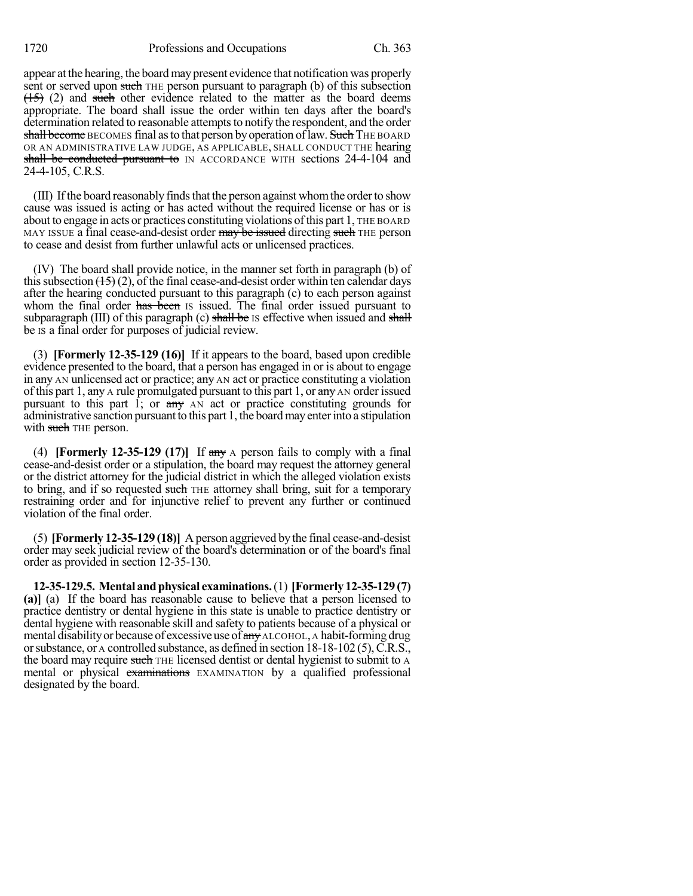appear at the hearing, the board may present evidence that notification was properly sent or served upon such THE person pursuant to paragraph (b) of this subsection (15) (2) and such other evidence related to the matter as the board deems appropriate. The board shall issue the order within ten days after the board's determination related to reasonable attempts to notify the respondent, and the order shall become BECOMES final as to that person by operation of law. Such THE BOARD OR AN ADMINISTRATIVE LAW JUDGE, AS APPLICABLE, SHALL CONDUCT THE hearing shall be conducted pursuant to IN ACCORDANCE WITH sections 24-4-104 and 24-4-105, C.R.S.

(III) If the board reasonably finds that the person against whom the order to show cause was issued is acting or has acted without the required license or has or is about to engage in acts or practices constituting violations of this part 1, THE BOARD MAY ISSUE a final cease-and-desist order may be issued directing such THE person to cease and desist from further unlawful acts or unlicensed practices.

(IV) The board shall provide notice, in the manner set forth in paragraph (b) of this subsection (15) (2), of the final cease-and-desist order within ten calendar days after the hearing conducted pursuant to this paragraph (c) to each person against whom the final order has been IS issued. The final order issued pursuant to subparagraph (III) of this paragraph (c) shall be IS effective when issued and shall be IS a final order for purposes of judicial review.

(3) **[Formerly 12-35-129 (16)]** If it appears to the board, based upon credible evidence presented to the board, that a person has engaged in or is about to engage in any AN unlicensed act or practice; any AN act or practice constituting a violation of this part 1, any A rule promulgated pursuant to this part 1, or any AN order issued pursuant to this part 1; or any AN act or practice constituting grounds for administrative sanction pursuant to this part 1, the board may enter into a stipulation with such THE person.

(4) **[Formerly 12-35-129 (17)]** If any A person fails to comply with a final cease-and-desist order or a stipulation, the board may request the attorney general or the district attorney for the judicial district in which the alleged violation exists to bring, and if so requested such THE attorney shall bring, suit for a temporary restraining order and for injunctive relief to prevent any further or continued violation of the final order.

(5) **[Formerly 12-35-129 (18)]** A person aggrieved by the final cease-and-desist order may seek judicial review of the board's determination or of the board's final order as provided in section 12-35-130.

**12-35-129.5. Mental and physical examinations.** (1) **[Formerly 12-35-129 (7) (a)]** (a) If the board has reasonable cause to believe that a person licensed to practice dentistry or dental hygiene in this state is unable to practice dentistry or dental hygiene with reasonable skill and safety to patients because of a physical or mental disability or because of excessive use of any ALCOHOL, A habit-forming drug or substance, or A controlled substance, as defined in section 18-18-102 (5), C.R.S., the board may require such THE licensed dentist or dental hygienist to submit to A mental or physical examinations EXAMINATION by a qualified professional designated by the board.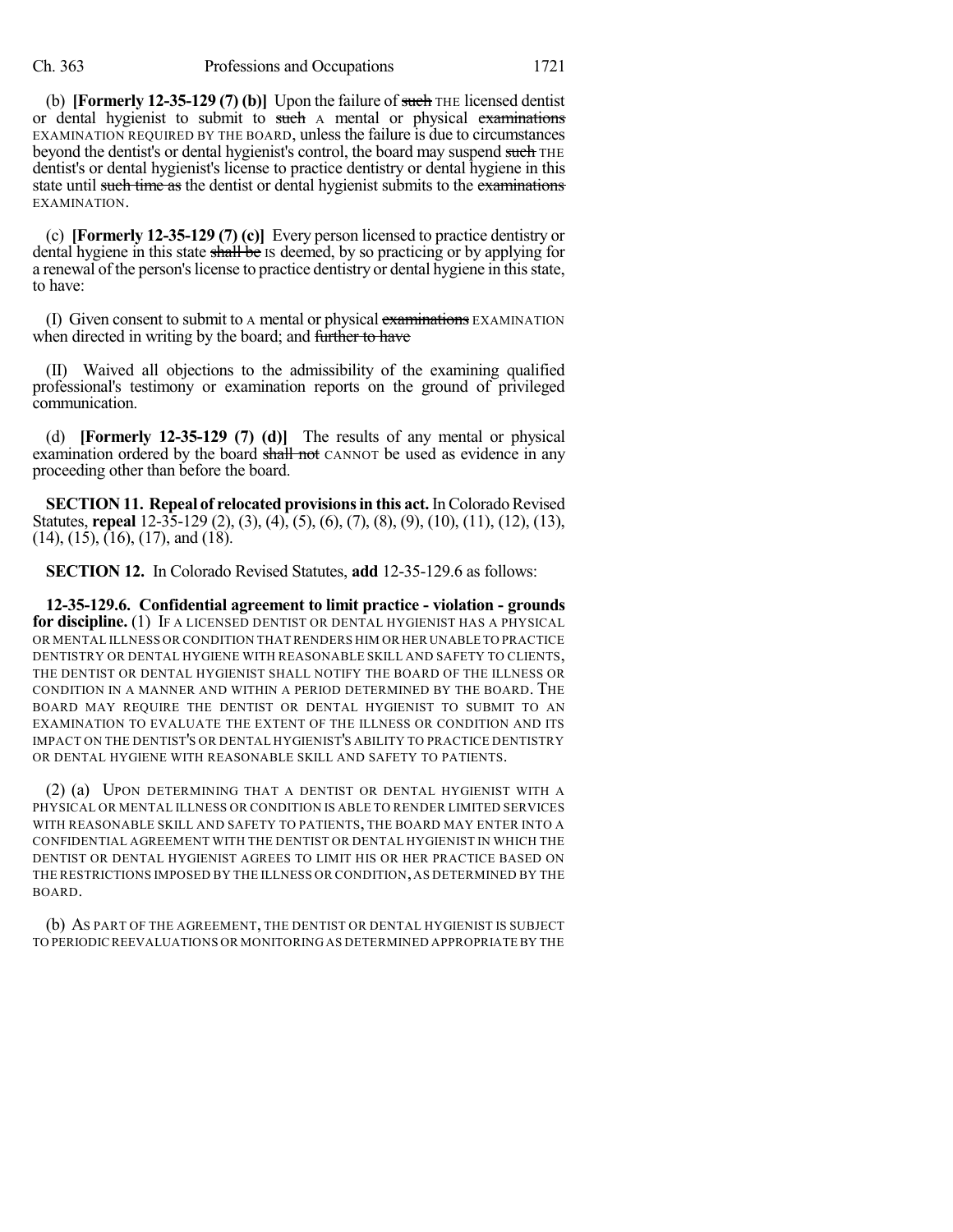(b) **[Formerly 12-35-129 (7) (b)]** Upon the failure of ~~such~~ THE licensed dentist or dental hygienist to submit to ~~such~~ A mental or physical ~~examinations~~ EXAMINATION REQUIRED BY THE BOARD, unless the failure is due to circumstances beyond the dentist's or dental hygienist's control, the board may suspend ~~such~~ THE dentist's or dental hygienist's license to practice dentistry or dental hygiene in this state until ~~such time as~~ the dentist or dental hygienist submits to the ~~examinations~~ EXAMINATION.

(c) **[Formerly 12-35-129 (7) (c)]** Every person licensed to practice dentistry or dental hygiene in this state ~~shall be~~ IS deemed, by so practicing or by applying for a renewal of the person's license to practice dentistry or dental hygiene in this state, to have:

(I) Given consent to submit to A mental or physical ~~examinations~~ EXAMINATION when directed in writing by the board; and ~~further to have~~

(II) Waived all objections to the admissibility of the examining qualified professional's testimony or examination reports on the ground of privileged communication.

(d) **[Formerly 12-35-129 (7) (d)]** The results of any mental or physical examination ordered by the board ~~shall not~~ CANNOT be used as evidence in any proceeding other than before the board.

**SECTION 11. Repeal of relocated provisions in this act.** In Colorado Revised Statutes, **repeal** 12-35-129 (2), (3), (4), (5), (6), (7), (8), (9), (10), (11), (12), (13), (14), (15), (16), (17), and (18).

**SECTION 12.** In Colorado Revised Statutes, **add** 12-35-129.6 as follows:

**12-35-129.6. Confidential agreement to limit practice - violation - grounds for discipline.** (1) IF A LICENSED DENTIST OR DENTAL HYGIENIST HAS A PHYSICAL OR MENTAL ILLNESS OR CONDITION THAT RENDERS HIM OR HER UNABLE TO PRACTICE DENTISTRY OR DENTAL HYGIENE WITH REASONABLE SKILL AND SAFETY TO CLIENTS, THE DENTIST OR DENTAL HYGIENIST SHALL NOTIFY THE BOARD OF THE ILLNESS OR CONDITION IN A MANNER AND WITHIN A PERIOD DETERMINED BY THE BOARD. THE BOARD MAY REQUIRE THE DENTIST OR DENTAL HYGIENIST TO SUBMIT TO AN EXAMINATION TO EVALUATE THE EXTENT OF THE ILLNESS OR CONDITION AND ITS IMPACT ON THE DENTIST'S OR DENTAL HYGIENIST'S ABILITY TO PRACTICE DENTISTRY OR DENTAL HYGIENE WITH REASONABLE SKILL AND SAFETY TO PATIENTS.

(2) (a) UPON DETERMINING THAT A DENTIST OR DENTAL HYGIENIST WITH A PHYSICAL OR MENTAL ILLNESS OR CONDITION IS ABLE TO RENDER LIMITED SERVICES WITH REASONABLE SKILL AND SAFETY TO PATIENTS, THE BOARD MAY ENTER INTO A CONFIDENTIAL AGREEMENT WITH THE DENTIST OR DENTAL HYGIENIST IN WHICH THE DENTIST OR DENTAL HYGIENIST AGREES TO LIMIT HIS OR HER PRACTICE BASED ON THE RESTRICTIONS IMPOSED BY THE ILLNESS OR CONDITION, AS DETERMINED BY THE BOARD.

(b) AS PART OF THE AGREEMENT, THE DENTIST OR DENTAL HYGIENIST IS SUBJECT TO PERIODIC REEVALUATIONS OR MONITORING AS DETERMINED APPROPRIATE BY THE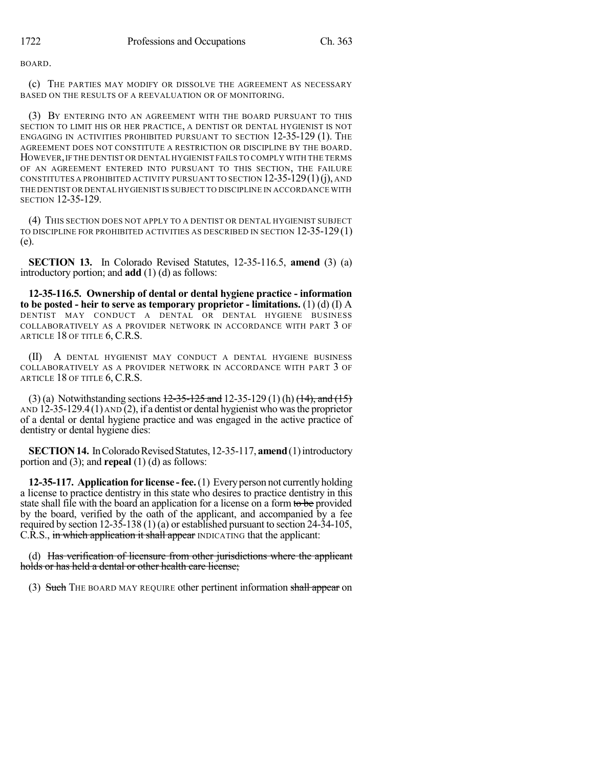BOARD.

(c) THE PARTIES MAY MODIFY OR DISSOLVE THE AGREEMENT AS NECESSARY BASED ON THE RESULTS OF A REEVALUATION OR OF MONITORING.

(3) BY ENTERING INTO AN AGREEMENT WITH THE BOARD PURSUANT TO THIS SECTION TO LIMIT HIS OR HER PRACTICE, A DENTIST OR DENTAL HYGIENIST IS NOT ENGAGING IN ACTIVITIES PROHIBITED PURSUANT TO SECTION 12-35-129 (1). THE AGREEMENT DOES NOT CONSTITUTE A RESTRICTION OR DISCIPLINE BY THE BOARD. HOWEVER, IF THE DENTIST OR DENTAL HYGIENIST FAILS TO COMPLY WITH THE TERMS OF AN AGREEMENT ENTERED INTO PURSUANT TO THIS SECTION, THE FAILURE CONSTITUTES A PROHIBITED ACTIVITY PURSUANT TO SECTION 12-35-129 (1) (j), AND THE DENTIST OR DENTAL HYGIENIST IS SUBJECT TO DISCIPLINE IN ACCORDANCE WITH SECTION 12-35-129.

(4) THIS SECTION DOES NOT APPLY TO A DENTIST OR DENTAL HYGIENIST SUBJECT TO DISCIPLINE FOR PROHIBITED ACTIVITIES AS DESCRIBED IN SECTION 12-35-129 (1) (e).

**SECTION 13.** In Colorado Revised Statutes, 12-35-116.5, **amend** (3) (a) introductory portion; and **add** (1) (d) as follows:

**12-35-116.5. Ownership of dental or dental hygiene practice - information to be posted - heir to serve as temporary proprietor - limitations.** (1) (d) (I) A DENTIST MAY CONDUCT A DENTAL OR DENTAL HYGIENE BUSINESS COLLABORATIVELY AS A PROVIDER NETWORK IN ACCORDANCE WITH PART 3 OF ARTICLE 18 OF TITLE 6, C.R.S.

(II) A DENTAL HYGIENIST MAY CONDUCT A DENTAL HYGIENE BUSINESS COLLABORATIVELY AS A PROVIDER NETWORK IN ACCORDANCE WITH PART 3 OF ARTICLE 18 OF TITLE 6, C.R.S.

(3) (a) Notwithstanding sections ~~12-35-125 and~~ 12-35-129 (1) (h) ~~(14), and (15)~~ AND 12-35-129.4 (1) AND (2), if a dentist or dental hygienist who was the proprietor of a dental or dental hygiene practice and was engaged in the active practice of dentistry or dental hygiene dies:

**SECTION 14.** In Colorado Revised Statutes, 12-35-117, **amend** (1) introductory portion and (3); and **repeal** (1) (d) as follows:

**12-35-117. Application for license - fee.** (1) Every person not currently holding a license to practice dentistry in this state who desires to practice dentistry in this state shall file with the board an application for a license on a form ~~to be~~ provided by the board, verified by the oath of the applicant, and accompanied by a fee required by section 12-35-138 (1) (a) or established pursuant to section 24-34-105, C.R.S., ~~in which application it shall appear~~ INDICATING that the applicant:

(d) ~~Has verification of licensure from other jurisdictions where the applicant holds or has held a dental or other health care license;~~

(3) ~~Such~~ THE BOARD MAY REQUIRE other pertinent information ~~shall appear~~ on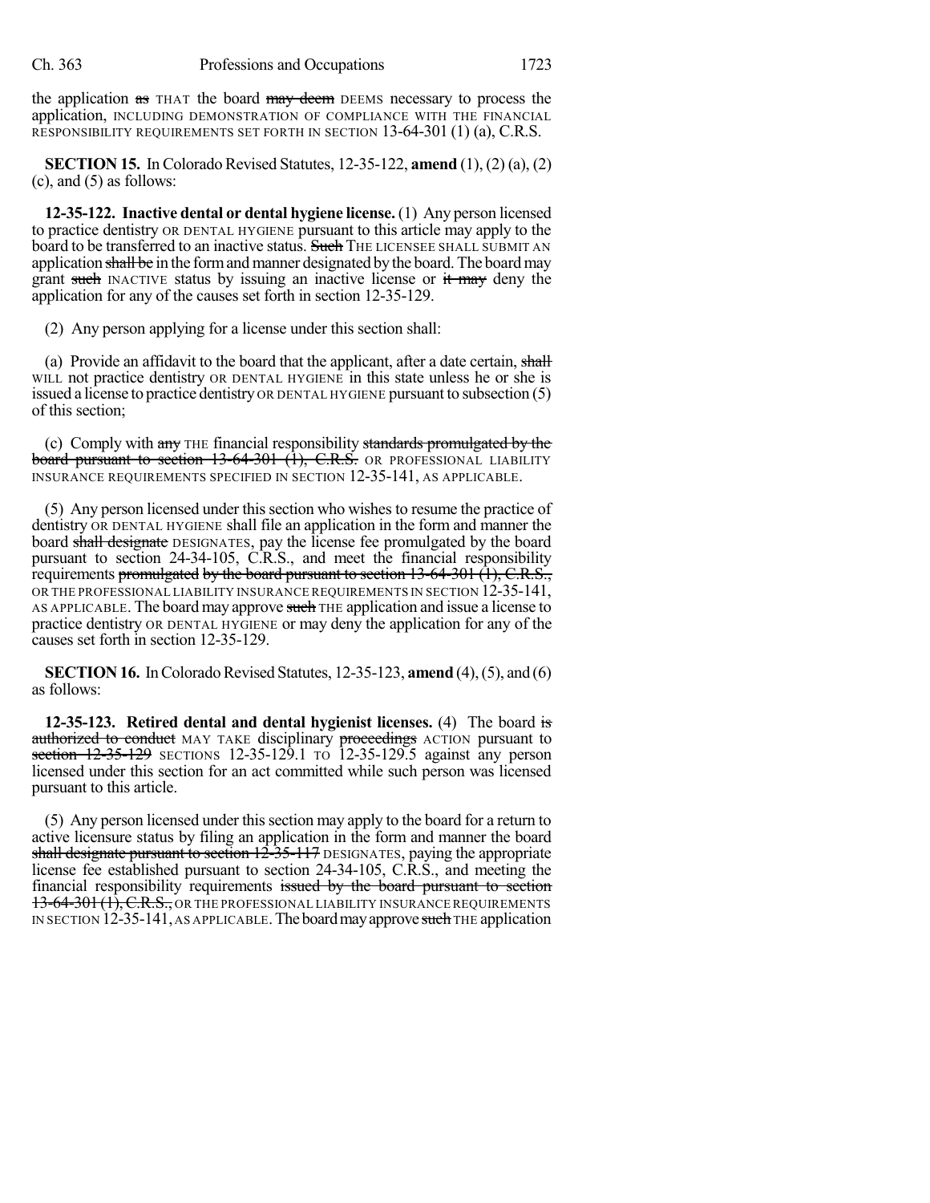the application ~~as~~ THAT the board ~~may deem~~ DEEMS necessary to process the application, INCLUDING DEMONSTRATION OF COMPLIANCE WITH THE FINANCIAL RESPONSIBILITY REQUIREMENTS SET FORTH IN SECTION 13-64-301 (1) (a), C.R.S.

**SECTION 15.** In Colorado Revised Statutes, 12-35-122, **amend** (1), (2) (a), (2) (c), and (5) as follows:

**12-35-122. Inactive dental or dental hygiene license.** (1) Any person licensed to practice dentistry OR DENTAL HYGIENE pursuant to this article may apply to the board to be transferred to an inactive status. ~~Such~~ THE LICENSEE SHALL SUBMIT AN application ~~shall be~~ in the form and manner designated by the board. The board may grant ~~such~~ INACTIVE status by issuing an inactive license or ~~it may~~ deny the application for any of the causes set forth in section 12-35-129.

(2) Any person applying for a license under this section shall:

(a) Provide an affidavit to the board that the applicant, after a date certain, ~~shall~~ WILL not practice dentistry OR DENTAL HYGIENE in this state unless he or she is issued a license to practice dentistry OR DENTAL HYGIENE pursuant to subsection (5) of this section;

(c) Comply with ~~any~~ THE financial responsibility ~~standards promulgated by the board pursuant to section 13-64-301 (1), C.R.S.~~ OR PROFESSIONAL LIABILITY INSURANCE REQUIREMENTS SPECIFIED IN SECTION 12-35-141, AS APPLICABLE.

(5) Any person licensed under this section who wishes to resume the practice of dentistry OR DENTAL HYGIENE shall file an application in the form and manner the board ~~shall designate~~ DESIGNATES, pay the license fee promulgated by the board pursuant to section 24-34-105, C.R.S., and meet the financial responsibility requirements ~~promulgated by the board pursuant to section 13-64-301 (1), C.R.S.,~~ OR THE PROFESSIONAL LIABILITY INSURANCE REQUIREMENTS IN SECTION 12-35-141, AS APPLICABLE. The board may approve ~~such~~ THE application and issue a license to practice dentistry OR DENTAL HYGIENE or may deny the application for any of the causes set forth in section 12-35-129.

**SECTION 16.** In Colorado Revised Statutes, 12-35-123, **amend** (4), (5), and (6) as follows:

**12-35-123. Retired dental and dental hygienist licenses.** (4) The board ~~is authorized to conduct~~ MAY TAKE disciplinary ~~proceedings~~ ACTION pursuant to ~~section 12-35-129~~ SECTIONS 12-35-129.1 TO 12-35-129.5 against any person licensed under this section for an act committed while such person was licensed pursuant to this article.

(5) Any person licensed under this section may apply to the board for a return to active licensure status by filing an application in the form and manner the board ~~shall designate pursuant to section 12-35-117~~ DESIGNATES, paying the appropriate license fee established pursuant to section 24-34-105, C.R.S., and meeting the financial responsibility requirements ~~issued by the board pursuant to section 13-64-301 (1), C.R.S.,~~ OR THE PROFESSIONAL LIABILITY INSURANCE REQUIREMENTS IN SECTION 12-35-141, AS APPLICABLE. The board may approve ~~such~~ THE application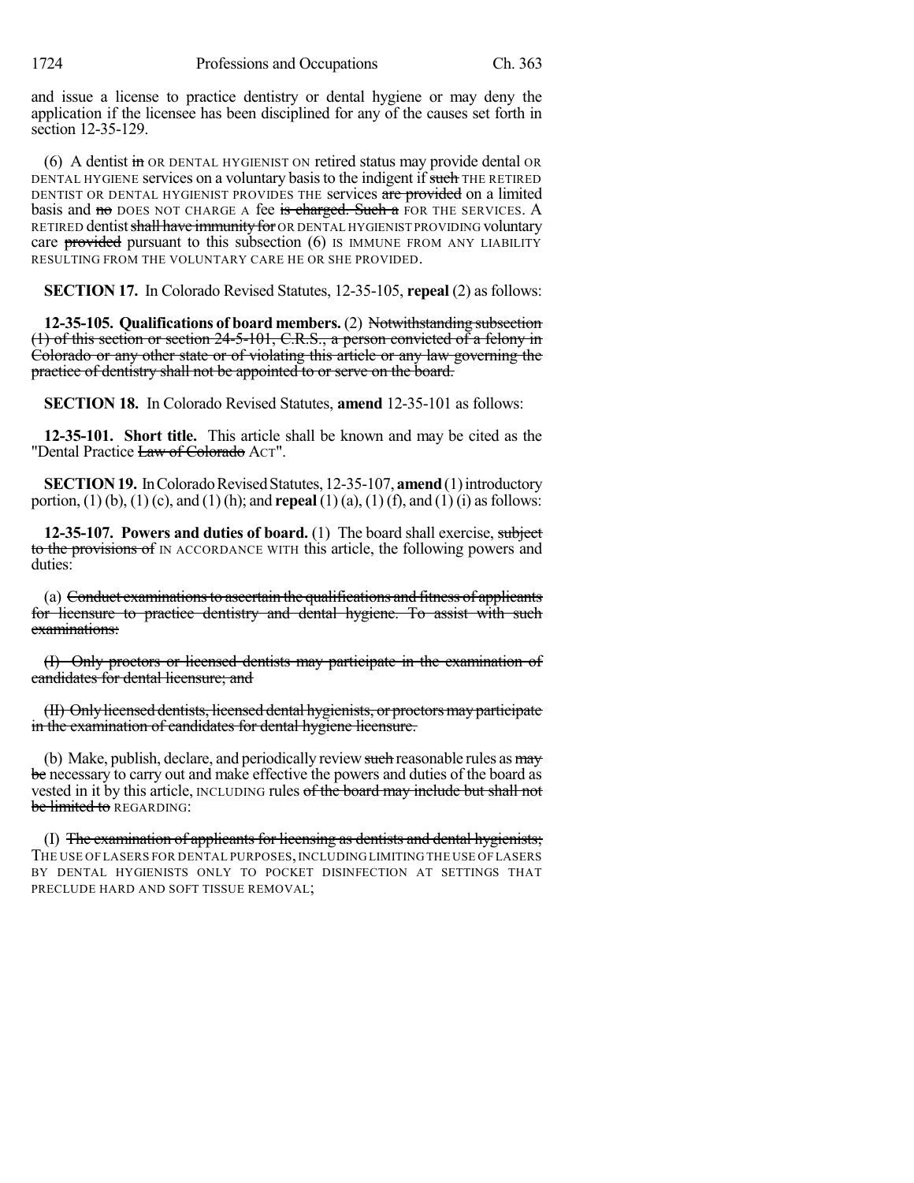and issue a license to practice dentistry or dental hygiene or may deny the application if the licensee has been disciplined for any of the causes set forth in section 12-35-129.

(6) A dentist ~~in~~ OR DENTAL HYGIENIST ON retired status may provide dental OR DENTAL HYGIENE services on a voluntary basis to the indigent if ~~such~~ THE RETIRED DENTIST OR DENTAL HYGIENIST PROVIDES THE services ~~are provided~~ on a limited basis and ~~no~~ DOES NOT CHARGE A fee ~~is charged. Such a~~ FOR THE SERVICES. A RETIRED dentist ~~shall have immunity for~~ OR DENTAL HYGIENIST PROVIDING voluntary care ~~provided~~ pursuant to this subsection (6) IS IMMUNE FROM ANY LIABILITY RESULTING FROM THE VOLUNTARY CARE HE OR SHE PROVIDED.

**SECTION 17.** In Colorado Revised Statutes, 12-35-105, **repeal** (2) as follows:

**12-35-105. Qualifications of board members.** (2) ~~Notwithstanding subsection (1) of this section or section 24-5-101, C.R.S., a person convicted of a felony in Colorado or any other state or of violating this article or any law governing the practice of dentistry shall not be appointed to or serve on the board.~~

**SECTION 18.** In Colorado Revised Statutes, **amend** 12-35-101 as follows:

**12-35-101. Short title.** This article shall be known and may be cited as the "Dental Practice ~~Law of Colorado~~ ACT".

**SECTION 19.** In Colorado Revised Statutes, 12-35-107, **amend** (1) introductory portion, (1) (b), (1) (c), and (1) (h); and **repeal** (1) (a), (1) (f), and (1) (i) as follows:

**12-35-107. Powers and duties of board.** (1) The board shall exercise, ~~subject to the provisions of~~ IN ACCORDANCE WITH this article, the following powers and duties:

(a) ~~Conduct examinations to ascertain the qualifications and fitness of applicants for licensure to practice dentistry and dental hygiene. To assist with such examinations:~~

~~(I) Only proctors or licensed dentists may participate in the examination of candidates for dental licensure; and~~

~~(II) Only licensed dentists, licensed dental hygienists, or proctors may participate in the examination of candidates for dental hygiene licensure.~~

(b) Make, publish, declare, and periodically review ~~such~~ reasonable rules as ~~may be~~ necessary to carry out and make effective the powers and duties of the board as vested in it by this article, INCLUDING rules ~~of the board may include but shall not be limited to~~ REGARDING:

(I) ~~The examination of applicants for licensing as dentists and dental hygienists;~~ THE USE OF LASERS FOR DENTAL PURPOSES, INCLUDING LIMITING THE USE OF LASERS BY DENTAL HYGIENISTS ONLY TO POCKET DISINFECTION AT SETTINGS THAT PRECLUDE HARD AND SOFT TISSUE REMOVAL;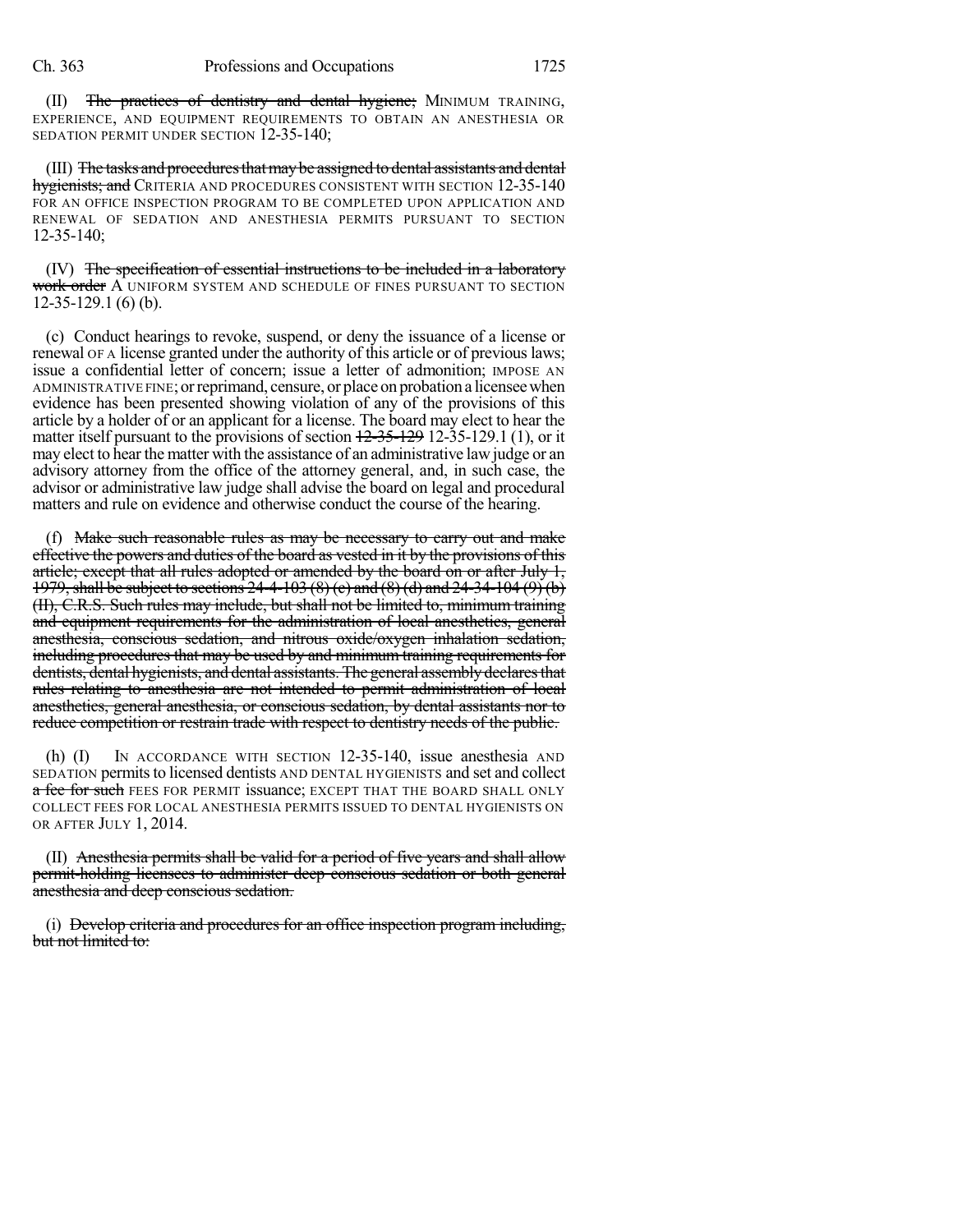(II) ~~The practices of dentistry and dental hygiene;~~ MINIMUM TRAINING, EXPERIENCE, AND EQUIPMENT REQUIREMENTS TO OBTAIN AN ANESTHESIA OR SEDATION PERMIT UNDER SECTION 12-35-140;

(III) ~~The tasks and procedures that may be assigned to dental assistants and dental hygienists; and~~ CRITERIA AND PROCEDURES CONSISTENT WITH SECTION 12-35-140 FOR AN OFFICE INSPECTION PROGRAM TO BE COMPLETED UPON APPLICATION AND RENEWAL OF SEDATION AND ANESTHESIA PERMITS PURSUANT TO SECTION 12-35-140;

(IV) ~~The specification of essential instructions to be included in a laboratory work order~~ A UNIFORM SYSTEM AND SCHEDULE OF FINES PURSUANT TO SECTION 12-35-129.1 (6) (b).

(c) Conduct hearings to revoke, suspend, or deny the issuance of a license or renewal OF A license granted under the authority of this article or of previous laws; issue a confidential letter of concern; issue a letter of admonition; IMPOSE AN ADMINISTRATIVE FINE; or reprimand, censure, or place on probation a licensee when evidence has been presented showing violation of any of the provisions of this article by a holder of or an applicant for a license. The board may elect to hear the matter itself pursuant to the provisions of section ~~12-35-129~~ 12-35-129.1 (1), or it may elect to hear the matter with the assistance of an administrative law judge or an advisory attorney from the office of the attorney general, and, in such case, the advisor or administrative law judge shall advise the board on legal and procedural matters and rule on evidence and otherwise conduct the course of the hearing.

(f) ~~Make such reasonable rules as may be necessary to carry out and make effective the powers and duties of the board as vested in it by the provisions of this article; except that all rules adopted or amended by the board on or after July 1, 1979, shall be subject to sections 24-4-103 (8) (c) and (8) (d) and 24-34-104 (9) (b) (II), C.R.S. Such rules may include, but shall not be limited to, minimum training and equipment requirements for the administration of local anesthetics, general anesthesia, conscious sedation, and nitrous oxide/oxygen inhalation sedation, including procedures that may be used by and minimum training requirements for dentists, dental hygienists, and dental assistants. The general assembly declares that rules relating to anesthesia are not intended to permit administration of local anesthetics, general anesthesia, or conscious sedation, by dental assistants nor to reduce competition or restrain trade with respect to dentistry needs of the public.~~

(h) (I) IN ACCORDANCE WITH SECTION 12-35-140, issue anesthesia AND SEDATION permits to licensed dentists AND DENTAL HYGIENISTS and set and collect ~~a fee for such~~ FEES FOR PERMIT issuance; EXCEPT THAT THE BOARD SHALL ONLY COLLECT FEES FOR LOCAL ANESTHESIA PERMITS ISSUED TO DENTAL HYGIENISTS ON OR AFTER JULY 1, 2014.

(II) ~~Anesthesia permits shall be valid for a period of five years and shall allow permit-holding licensees to administer deep conscious sedation or both general anesthesia and deep conscious sedation.~~

(i) ~~Develop criteria and procedures for an office inspection program including, but not limited to:~~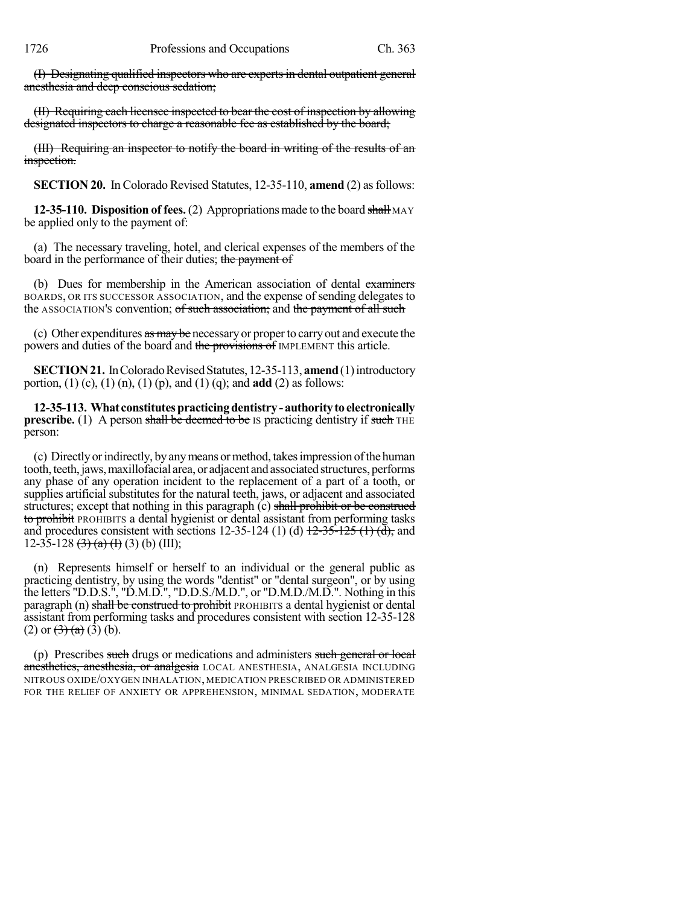~~(I) Designating qualified inspectors who are experts in dental outpatient general anesthesia and deep conscious sedation;~~

~~(II) Requiring each licensee inspected to bear the cost of inspection by allowing designated inspectors to charge a reasonable fee as established by the board;~~

~~(III) Requiring an inspector to notify the board in writing of the results of an inspection.~~

**SECTION 20.** In Colorado Revised Statutes, 12-35-110, **amend** (2) as follows:

**12-35-110. Disposition of fees.** (2) Appropriations made to the board ~~shall~~ MAY be applied only to the payment of:

(a) The necessary traveling, hotel, and clerical expenses of the members of the board in the performance of their duties; ~~the payment of~~

(b) Dues for membership in the American association of dental ~~examiners~~ BOARDS, OR ITS SUCCESSOR ASSOCIATION, and the expense of sending delegates to the ASSOCIATION'S convention; ~~of such association;~~ and ~~the payment of all such~~

(c) Other expenditures ~~as may be~~ necessary or proper to carry out and execute the powers and duties of the board and ~~the provisions of~~ IMPLEMENT this article.

**SECTION 21.** In Colorado Revised Statutes, 12-35-113, **amend** (1) introductory portion, (1) (c), (1) (n), (1) (p), and (1) (q); and **add** (2) as follows:

**12-35-113. What constitutes practicing dentistry - authority to electronically prescribe.** (1) A person ~~shall be deemed to be~~ IS practicing dentistry if ~~such~~ THE person:

(c) Directly or indirectly, by any means or method, takes impression of the human tooth, teeth, jaws, maxillofacial area, or adjacent and associated structures, performs any phase of any operation incident to the replacement of a part of a tooth, or supplies artificial substitutes for the natural teeth, jaws, or adjacent and associated structures; except that nothing in this paragraph (c) ~~shall prohibit or be construed to prohibit~~ PROHIBITS a dental hygienist or dental assistant from performing tasks and procedures consistent with sections 12-35-124 (1) (d) ~~12-35-125 (1) (d),~~ and 12-35-128 ~~(3) (a) (I)~~ (3) (b) (III);

(n) Represents himself or herself to an individual or the general public as practicing dentistry, by using the words "dentist" or "dental surgeon", or by using the letters "D.D.S.", "D.M.D.", "D.D.S./M.D.", or "D.M.D./M.D.". Nothing in this paragraph (n) ~~shall be construed to prohibit~~ PROHIBITS a dental hygienist or dental assistant from performing tasks and procedures consistent with section 12-35-128 (2) or ~~(3) (a)~~ (3) (b).

(p) Prescribes ~~such~~ drugs or medications and administers ~~such general or local anesthetics, anesthesia, or analgesia~~ LOCAL ANESTHESIA, ANALGESIA INCLUDING NITROUS OXIDE/OXYGEN INHALATION, MEDICATION PRESCRIBED OR ADMINISTERED FOR THE RELIEF OF ANXIETY OR APPREHENSION, MINIMAL SEDATION, MODERATE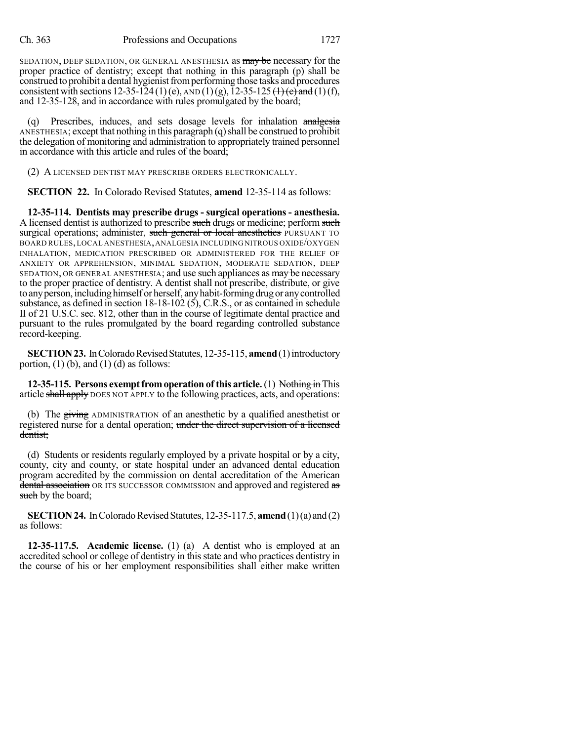SEDATION, DEEP SEDATION, OR GENERAL ANESTHESIA as ~~may be~~ necessary for the proper practice of dentistry; except that nothing in this paragraph (p) shall be construed to prohibit a dental hygienist from performing those tasks and procedures consistent with sections 12-35-124 (1) (e), AND (1) (g), 12-35-125 ~~(1) (e) and~~ (1) (f), and 12-35-128, and in accordance with rules promulgated by the board;

(q) Prescribes, induces, and sets dosage levels for inhalation ~~analgesia~~ ANESTHESIA; except that nothing in this paragraph (q) shall be construed to prohibit the delegation of monitoring and administration to appropriately trained personnel in accordance with this article and rules of the board;

(2) A LICENSED DENTIST MAY PRESCRIBE ORDERS ELECTRONICALLY.

**SECTION 22.** In Colorado Revised Statutes, **amend** 12-35-114 as follows:

**12-35-114. Dentists may prescribe drugs - surgical operations - anesthesia.** A licensed dentist is authorized to prescribe ~~such~~ drugs or medicine; perform ~~such~~ surgical operations; administer, ~~such general or local anesthetics~~ PURSUANT TO BOARD RULES, LOCAL ANESTHESIA, ANALGESIA INCLUDING NITROUS OXIDE/OXYGEN INHALATION, MEDICATION PRESCRIBED OR ADMINISTERED FOR THE RELIEF OF ANXIETY OR APPREHENSION, MINIMAL SEDATION, MODERATE SEDATION, DEEP SEDATION, OR GENERAL ANESTHESIA; and use ~~such~~ appliances as ~~may be~~ necessary to the proper practice of dentistry. A dentist shall not prescribe, distribute, or give to any person, including himself or herself, any habit-forming drug or any controlled substance, as defined in section 18-18-102 (5), C.R.S., or as contained in schedule II of 21 U.S.C. sec. 812, other than in the course of legitimate dental practice and pursuant to the rules promulgated by the board regarding controlled substance record-keeping.

**SECTION 23.** In Colorado Revised Statutes, 12-35-115, **amend** (1) introductory portion, (1) (b), and (1) (d) as follows:

**12-35-115. Persons exempt from operation of this article.** (1) ~~Nothing in~~ This article ~~shall apply~~ DOES NOT APPLY to the following practices, acts, and operations:

(b) The ~~giving~~ ADMINISTRATION of an anesthetic by a qualified anesthetist or registered nurse for a dental operation; ~~under the direct supervision of a licensed dentist;~~

(d) Students or residents regularly employed by a private hospital or by a city, county, city and county, or state hospital under an advanced dental education program accredited by the commission on dental accreditation ~~of the American dental association~~ OR ITS SUCCESSOR COMMISSION and approved and registered ~~as such~~ by the board;

**SECTION 24.** In Colorado Revised Statutes, 12-35-117.5, **amend** (1) (a) and (2) as follows:

**12-35-117.5. Academic license.** (1) (a) A dentist who is employed at an accredited school or college of dentistry in this state and who practices dentistry in the course of his or her employment responsibilities shall either make written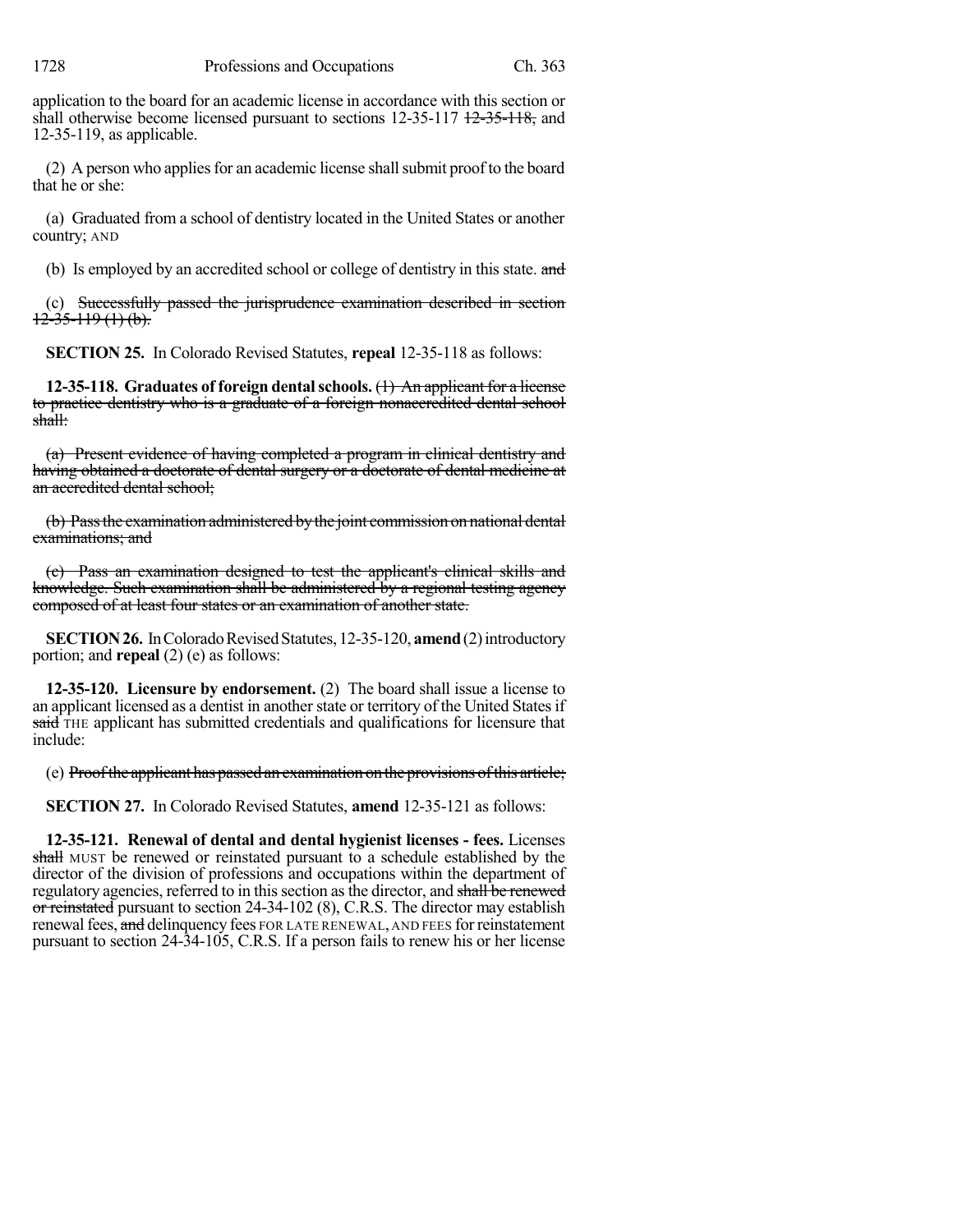application to the board for an academic license in accordance with this section or shall otherwise become licensed pursuant to sections 12-35-117 ~~12-35-118,~~ and 12-35-119, as applicable.

(2) A person who applies for an academic license shall submit proof to the board that he or she:

(a) Graduated from a school of dentistry located in the United States or another country; AND

(b) Is employed by an accredited school or college of dentistry in this state. ~~and~~

(c) ~~Successfully passed the jurisprudence examination described in section 12-35-119 (1) (b).~~

**SECTION 25.** In Colorado Revised Statutes, **repeal** 12-35-118 as follows:

**12-35-118. Graduates of foreign dental schools.** ~~(1) An applicant for a license to practice dentistry who is a graduate of a foreign nonaccredited dental school shall:~~

~~(a) Present evidence of having completed a program in clinical dentistry and having obtained a doctorate of dental surgery or a doctorate of dental medicine at an accredited dental school;~~

~~(b) Pass the examination administered by the joint commission on national dental examinations; and~~

~~(c) Pass an examination designed to test the applicant's clinical skills and knowledge. Such examination shall be administered by a regional testing agency composed of at least four states or an examination of another state.~~

**SECTION 26.** In Colorado Revised Statutes, 12-35-120, **amend** (2) introductory portion; and **repeal** (2) (e) as follows:

**12-35-120. Licensure by endorsement.** (2) The board shall issue a license to an applicant licensed as a dentist in another state or territory of the United States if ~~said~~ THE applicant has submitted credentials and qualifications for licensure that include:

(e) ~~Proof the applicant has passed an examination on the provisions of this article;~~

**SECTION 27.** In Colorado Revised Statutes, **amend** 12-35-121 as follows:

**12-35-121. Renewal of dental and dental hygienist licenses - fees.** Licenses ~~shall~~ MUST be renewed or reinstated pursuant to a schedule established by the director of the division of professions and occupations within the department of regulatory agencies, referred to in this section as the director, and ~~shall be renewed or reinstated~~ pursuant to section 24-34-102 (8), C.R.S. The director may establish renewal fees, ~~and~~ delinquency fees FOR LATE RENEWAL, AND FEES for reinstatement pursuant to section 24-34-105, C.R.S. If a person fails to renew his or her license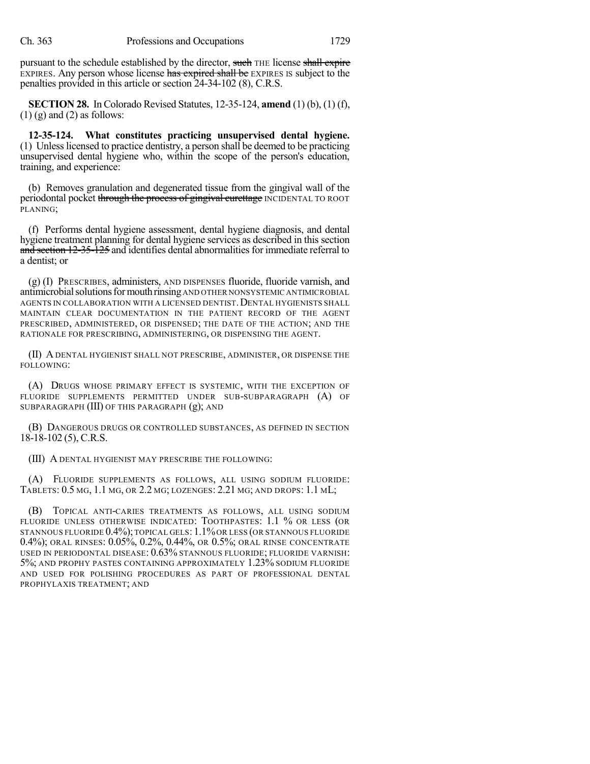pursuant to the schedule established by the director, ~~such~~ THE license ~~shall expire~~ EXPIRES. Any person whose license ~~has expired shall be~~ EXPIRES IS subject to the penalties provided in this article or section 24-34-102 (8), C.R.S.

**SECTION 28.** In Colorado Revised Statutes, 12-35-124, **amend** (1) (b), (1) (f), (1) (g) and (2) as follows:

**12-35-124. What constitutes practicing unsupervised dental hygiene.** (1) Unless licensed to practice dentistry, a person shall be deemed to be practicing unsupervised dental hygiene who, within the scope of the person's education, training, and experience:

(b) Removes granulation and degenerated tissue from the gingival wall of the periodontal pocket ~~through the process of gingival curettage~~ INCIDENTAL TO ROOT PLANING;

(f) Performs dental hygiene assessment, dental hygiene diagnosis, and dental hygiene treatment planning for dental hygiene services as described in this section ~~and section 12-35-125~~ and identifies dental abnormalities for immediate referral to a dentist; or

(g) (I) PRESCRIBES, administers, AND DISPENSES fluoride, fluoride varnish, and antimicrobial solutions for mouth rinsing AND OTHER NONSYSTEMIC ANTIMICROBIAL AGENTS IN COLLABORATION WITH A LICENSED DENTIST. DENTAL HYGIENISTS SHALL MAINTAIN CLEAR DOCUMENTATION IN THE PATIENT RECORD OF THE AGENT PRESCRIBED, ADMINISTERED, OR DISPENSED; THE DATE OF THE ACTION; AND THE RATIONALE FOR PRESCRIBING, ADMINISTERING, OR DISPENSING THE AGENT.

(II) A DENTAL HYGIENIST SHALL NOT PRESCRIBE, ADMINISTER, OR DISPENSE THE FOLLOWING:

(A) DRUGS WHOSE PRIMARY EFFECT IS SYSTEMIC, WITH THE EXCEPTION OF FLUORIDE SUPPLEMENTS PERMITTED UNDER SUB-SUBPARAGRAPH (A) OF SUBPARAGRAPH (III) OF THIS PARAGRAPH (g); AND

(B) DANGEROUS DRUGS OR CONTROLLED SUBSTANCES, AS DEFINED IN SECTION 18-18-102 (5), C.R.S.

(III) A DENTAL HYGIENIST MAY PRESCRIBE THE FOLLOWING:

(A) FLUORIDE SUPPLEMENTS AS FOLLOWS, ALL USING SODIUM FLUORIDE: TABLETS: 0.5 MG, 1.1 MG, OR 2.2 MG; LOZENGES: 2.21 MG; AND DROPS: 1.1 mL;

(B) TOPICAL ANTI-CARIES TREATMENTS AS FOLLOWS, ALL USING SODIUM FLUORIDE UNLESS OTHERWISE INDICATED: TOOTHPASTES: 1.1 % OR LESS (OR STANNOUS FLUORIDE 0.4%); TOPICAL GELS: 1.1% OR LESS (OR STANNOUS FLUORIDE 0.4%); ORAL RINSES: 0.05%, 0.2%, 0.44%, OR 0.5%; ORAL RINSE CONCENTRATE USED IN PERIODONTAL DISEASE: 0.63% STANNOUS FLUORIDE; FLUORIDE VARNISH: 5%; AND PROPHY PASTES CONTAINING APPROXIMATELY 1.23% SODIUM FLUORIDE AND USED FOR POLISHING PROCEDURES AS PART OF PROFESSIONAL DENTAL PROPHYLAXIS TREATMENT; AND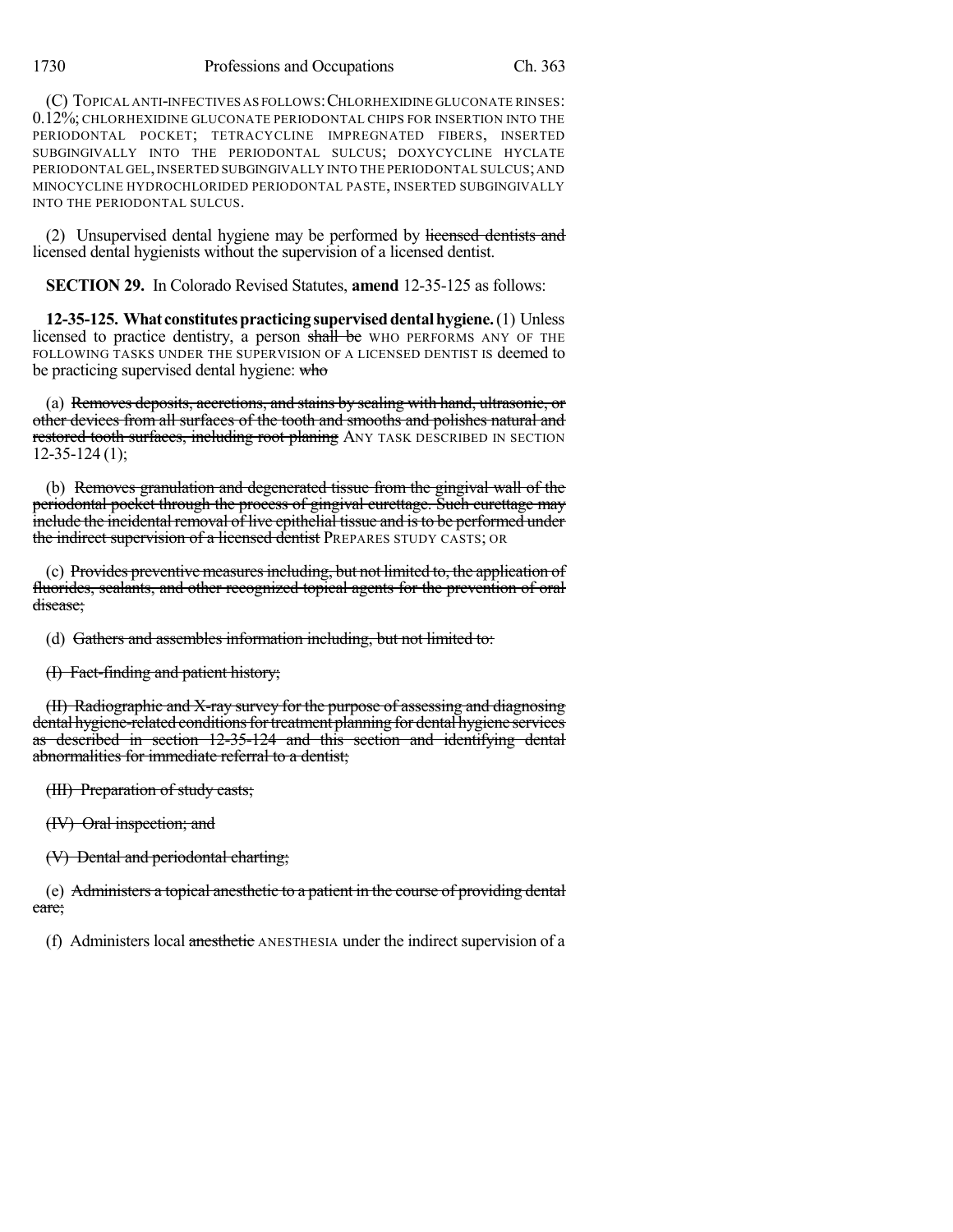(C) TOPICAL ANTI-INFECTIVES AS FOLLOWS: CHLORHEXIDINE GLUCONATE RINSES: 0.12%; CHLORHEXIDINE GLUCONATE PERIODONTAL CHIPS FOR INSERTION INTO THE PERIODONTAL POCKET; TETRACYCLINE IMPREGNATED FIBERS, INSERTED SUBGINGIVALLY INTO THE PERIODONTAL SULCUS; DOXYCYCLINE HYCLATE PERIODONTAL GEL, INSERTED SUBGINGIVALLY INTO THE PERIODONTAL SULCUS; AND MINOCYCLINE HYDROCHLORIDED PERIODONTAL PASTE, INSERTED SUBGINGIVALLY INTO THE PERIODONTAL SULCUS.

(2) Unsupervised dental hygiene may be performed by ~~licensed dentists and~~ licensed dental hygienists without the supervision of a licensed dentist.

**SECTION 29.** In Colorado Revised Statutes, **amend** 12-35-125 as follows:

**12-35-125. What constitutes practicing supervised dental hygiene.** (1) Unless licensed to practice dentistry, a person ~~shall be~~ WHO PERFORMS ANY OF THE FOLLOWING TASKS UNDER THE SUPERVISION OF A LICENSED DENTIST IS deemed to be practicing supervised dental hygiene: ~~who~~

(a) ~~Removes deposits, accretions, and stains by sealing with hand, ultrasonic, or other devices from all surfaces of the tooth and smooths and polishes natural and restored tooth surfaces, including root planing~~ ANY TASK DESCRIBED IN SECTION 12-35-124 (1);

(b) ~~Removes granulation and degenerated tissue from the gingival wall of the periodontal pocket through the process of gingival curettage. Such curettage may include the incidental removal of live epithelial tissue and is to be performed under the indirect supervision of a licensed dentist~~ PREPARES STUDY CASTS; OR

(c) ~~Provides preventive measures including, but not limited to, the application of fluorides, sealants, and other recognized topical agents for the prevention of oral disease;~~

(d) ~~Gathers and assembles information including, but not limited to:~~

~~(I) Fact-finding and patient history;~~

~~(II) Radiographic and X-ray survey for the purpose of assessing and diagnosing dental hygiene-related conditions for treatment planning for dental hygiene services as described in section 12-35-124 and this section and identifying dental abnormalities for immediate referral to a dentist;~~

~~(III) Preparation of study casts;~~

~~(IV) Oral inspection; and~~

~~(V) Dental and periodontal charting;~~

(e) ~~Administers a topical anesthetic to a patient in the course of providing dental care;~~

(f) Administers local ~~anesthetic~~ ANESTHESIA under the indirect supervision of a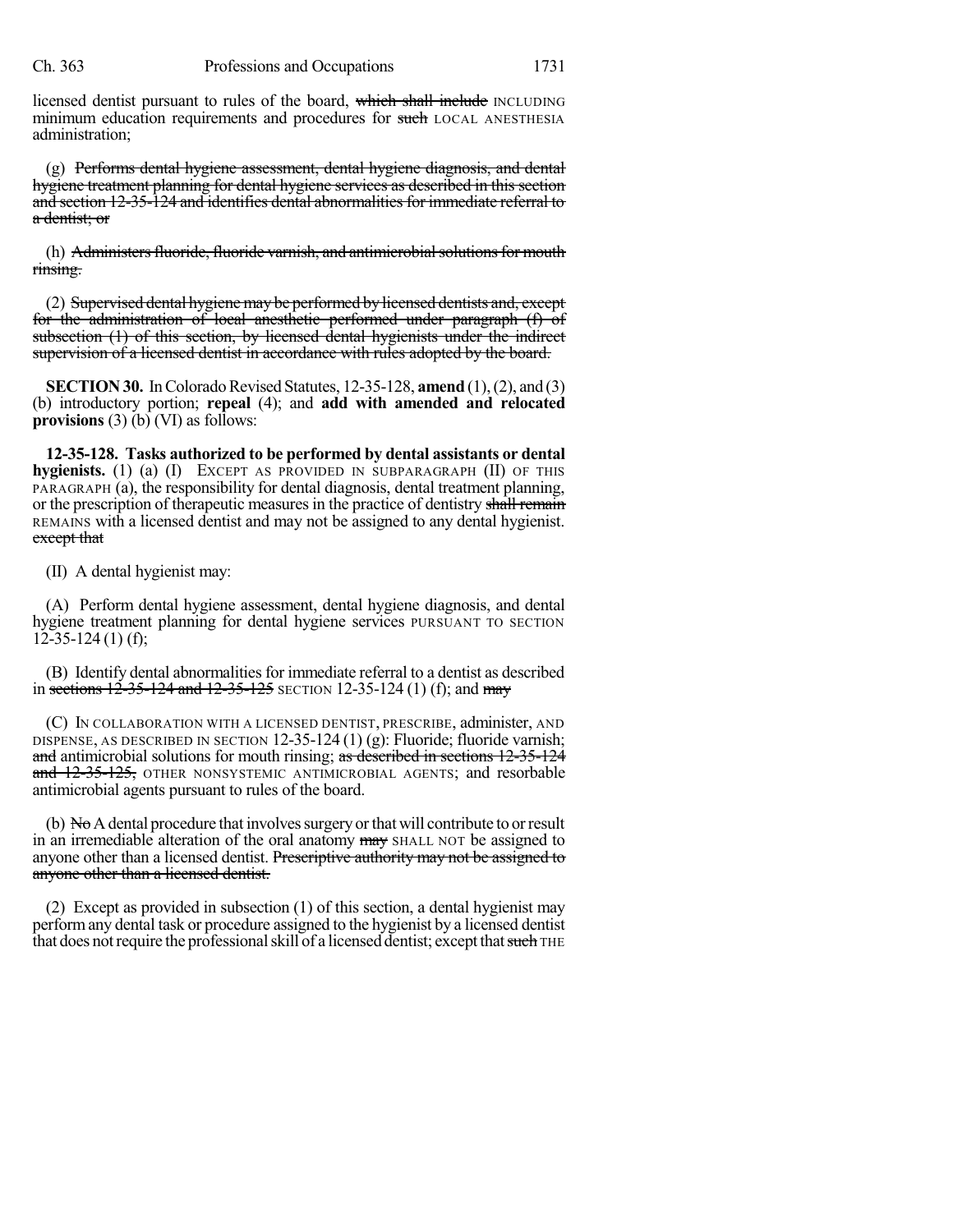licensed dentist pursuant to rules of the board, ~~which shall include~~ INCLUDING minimum education requirements and procedures for ~~such~~ LOCAL ANESTHESIA administration;

(g) ~~Performs dental hygiene assessment, dental hygiene diagnosis, and dental hygiene treatment planning for dental hygiene services as described in this section and section 12-35-124 and identifies dental abnormalities for immediate referral to a dentist; or~~

(h) ~~Administers fluoride, fluoride varnish, and antimicrobial solutions for mouth rinsing.~~

(2) ~~Supervised dental hygiene may be performed by licensed dentists and, except for the administration of local anesthetic performed under paragraph (f) of subsection (1) of this section, by licensed dental hygienists under the indirect supervision of a licensed dentist in accordance with rules adopted by the board.~~

**SECTION 30.** In Colorado Revised Statutes, 12-35-128, **amend** (1), (2), and (3) (b) introductory portion; **repeal** (4); and **add with amended and relocated provisions** (3) (b) (VI) as follows:

**12-35-128. Tasks authorized to be performed by dental assistants or dental hygienists.** (1) (a) (I) EXCEPT AS PROVIDED IN SUBPARAGRAPH (II) OF THIS PARAGRAPH (a), the responsibility for dental diagnosis, dental treatment planning, or the prescription of therapeutic measures in the practice of dentistry ~~shall remain~~ REMAINS with a licensed dentist and may not be assigned to any dental hygienist. ~~except that~~

(II) A dental hygienist may:

(A) Perform dental hygiene assessment, dental hygiene diagnosis, and dental hygiene treatment planning for dental hygiene services PURSUANT TO SECTION 12-35-124 (1) (f);

(B) Identify dental abnormalities for immediate referral to a dentist as described in ~~sections 12-35-124 and 12-35-125~~ SECTION 12-35-124 (1) (f); and ~~may~~

(C) IN COLLABORATION WITH A LICENSED DENTIST, PRESCRIBE, administer, AND DISPENSE, AS DESCRIBED IN SECTION 12-35-124 (1) (g): Fluoride; fluoride varnish; ~~and~~ antimicrobial solutions for mouth rinsing; ~~as described in sections 12-35-124 and 12-35-125,~~ OTHER NONSYSTEMIC ANTIMICROBIAL AGENTS; and resorbable antimicrobial agents pursuant to rules of the board.

(b) ~~No~~ A dental procedure that involves surgery or that will contribute to or result in an irremediable alteration of the oral anatomy ~~may~~ SHALL NOT be assigned to anyone other than a licensed dentist. ~~Prescriptive authority may not be assigned to anyone other than a licensed dentist.~~

(2) Except as provided in subsection (1) of this section, a dental hygienist may perform any dental task or procedure assigned to the hygienist by a licensed dentist that does not require the professional skill of a licensed dentist; except that ~~such~~ THE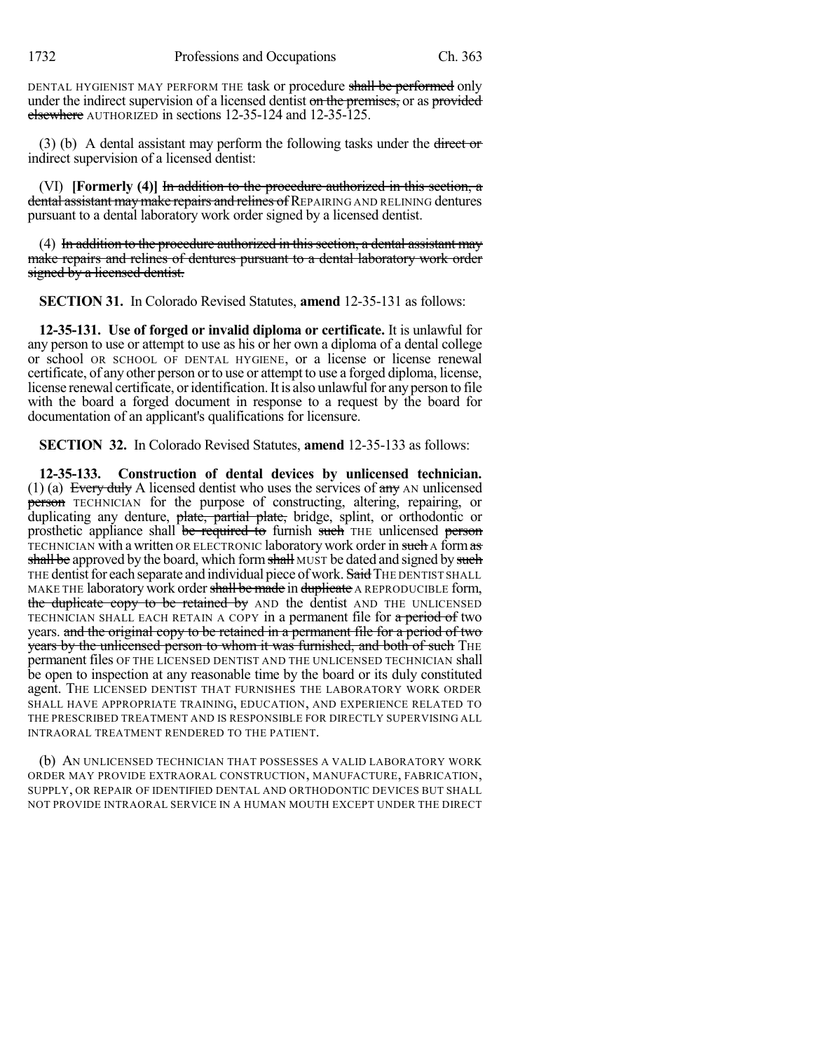DENTAL HYGIENIST MAY PERFORM THE task or procedure shall be performed only under the indirect supervision of a licensed dentist on the premises, or as provided elsewhere AUTHORIZED in sections 12-35-124 and 12-35-125.

(3) (b) A dental assistant may perform the following tasks under the direct or indirect supervision of a licensed dentist:

(VI) **[Formerly (4)]** In addition to the procedure authorized in this section, a dental assistant may make repairs and relines of REPAIRING AND RELINING dentures pursuant to a dental laboratory work order signed by a licensed dentist.

(4) In addition to the procedure authorized in this section, a dental assistant may make repairs and relines of dentures pursuant to a dental laboratory work order signed by a licensed dentist.

**SECTION 31.** In Colorado Revised Statutes, **amend** 12-35-131 as follows:

**12-35-131. Use of forged or invalid diploma or certificate.** It is unlawful for any person to use or attempt to use as his or her own a diploma of a dental college or school OR SCHOOL OF DENTAL HYGIENE, or a license or license renewal certificate, of any other person or to use or attempt to use a forged diploma, license, license renewal certificate, or identification. It is also unlawful for any person to file with the board a forged document in response to a request by the board for documentation of an applicant's qualifications for licensure.

**SECTION 32.** In Colorado Revised Statutes, **amend** 12-35-133 as follows:

**12-35-133. Construction of dental devices by unlicensed technician.** (1) (a) Every duly A licensed dentist who uses the services of any AN unlicensed person TECHNICIAN for the purpose of constructing, altering, repairing, or duplicating any denture, plate, partial plate, bridge, splint, or orthodontic or prosthetic appliance shall be required to furnish such THE unlicensed person TECHNICIAN with a written OR ELECTRONIC laboratory work order in such A form as shall be approved by the board, which form shall MUST be dated and signed by such THE dentist for each separate and individual piece of work. Said THE DENTIST SHALL MAKE THE laboratory work order shall be made in duplicate A REPRODUCIBLE form, the duplicate copy to be retained by AND the dentist AND THE UNLICENSED TECHNICIAN SHALL EACH RETAIN A COPY in a permanent file for a period of two years. and the original copy to be retained in a permanent file for a period of two years by the unlicensed person to whom it was furnished, and both of such THE permanent files OF THE LICENSED DENTIST AND THE UNLICENSED TECHNICIAN shall be open to inspection at any reasonable time by the board or its duly constituted agent. THE LICENSED DENTIST THAT FURNISHES THE LABORATORY WORK ORDER SHALL HAVE APPROPRIATE TRAINING, EDUCATION, AND EXPERIENCE RELATED TO THE PRESCRIBED TREATMENT AND IS RESPONSIBLE FOR DIRECTLY SUPERVISING ALL INTRAORAL TREATMENT RENDERED TO THE PATIENT.

(b) AN UNLICENSED TECHNICIAN THAT POSSESSES A VALID LABORATORY WORK ORDER MAY PROVIDE EXTRAORAL CONSTRUCTION, MANUFACTURE, FABRICATION, SUPPLY, OR REPAIR OF IDENTIFIED DENTAL AND ORTHODONTIC DEVICES BUT SHALL NOT PROVIDE INTRAORAL SERVICE IN A HUMAN MOUTH EXCEPT UNDER THE DIRECT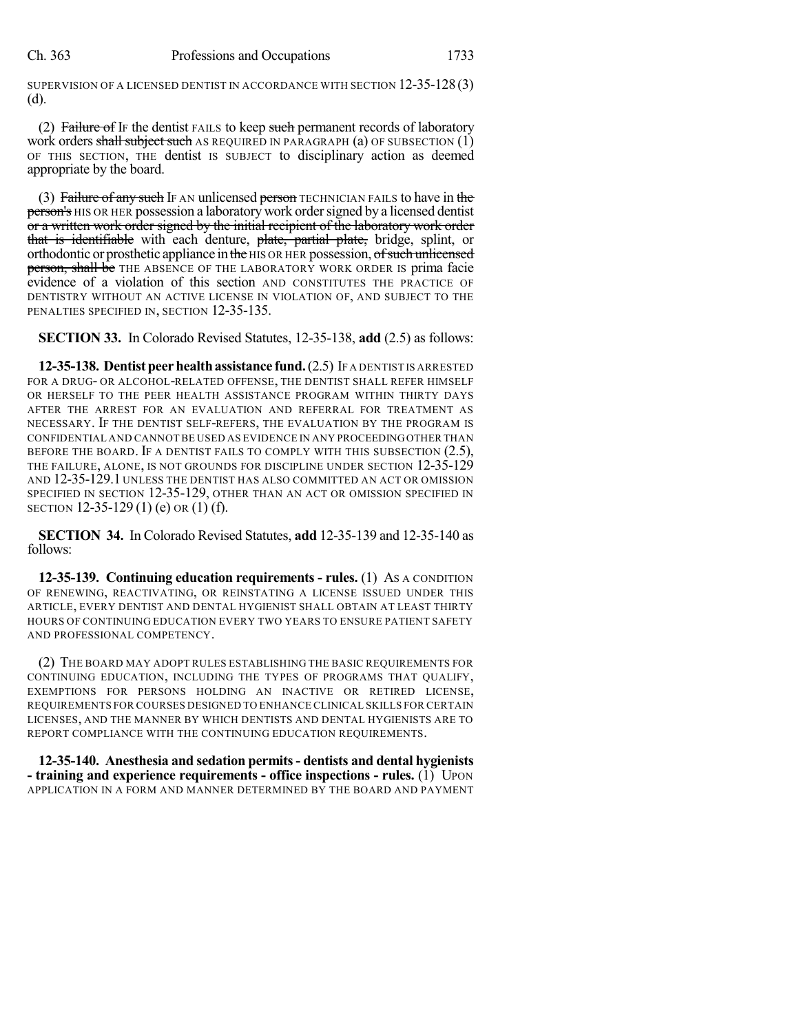SUPERVISION OF A LICENSED DENTIST IN ACCORDANCE WITH SECTION 12-35-128 (3) (d).

(2) ~~Failure of~~ IF the dentist FAILS to keep ~~such~~ permanent records of laboratory work orders ~~shall subject such~~ AS REQUIRED IN PARAGRAPH (a) OF SUBSECTION (1) OF THIS SECTION, THE dentist IS SUBJECT to disciplinary action as deemed appropriate by the board.

(3) ~~Failure of any such~~ IF AN unlicensed ~~person~~ TECHNICIAN FAILS to have in ~~the person's~~ HIS OR HER possession a laboratory work order signed by a licensed dentist ~~or a written work order signed by the initial recipient of the laboratory work order that is identifiable~~ with each denture, ~~plate, partial plate,~~ bridge, splint, or orthodontic or prosthetic appliance in ~~the~~ HIS OR HER possession, ~~of such unlicensed person, shall be~~ THE ABSENCE OF THE LABORATORY WORK ORDER IS prima facie evidence of a violation of this section AND CONSTITUTES THE PRACTICE OF DENTISTRY WITHOUT AN ACTIVE LICENSE IN VIOLATION OF, AND SUBJECT TO THE PENALTIES SPECIFIED IN, SECTION 12-35-135.

**SECTION 33.** In Colorado Revised Statutes, 12-35-138, **add** (2.5) as follows:

**12-35-138. Dentist peer health assistance fund.** (2.5) IF A DENTIST IS ARRESTED FOR A DRUG- OR ALCOHOL-RELATED OFFENSE, THE DENTIST SHALL REFER HIMSELF OR HERSELF TO THE PEER HEALTH ASSISTANCE PROGRAM WITHIN THIRTY DAYS AFTER THE ARREST FOR AN EVALUATION AND REFERRAL FOR TREATMENT AS NECESSARY. IF THE DENTIST SELF-REFERS, THE EVALUATION BY THE PROGRAM IS CONFIDENTIAL AND CANNOT BE USED AS EVIDENCE IN ANY PROCEEDING OTHER THAN BEFORE THE BOARD. IF A DENTIST FAILS TO COMPLY WITH THIS SUBSECTION (2.5), THE FAILURE, ALONE, IS NOT GROUNDS FOR DISCIPLINE UNDER SECTION 12-35-129 AND 12-35-129.1 UNLESS THE DENTIST HAS ALSO COMMITTED AN ACT OR OMISSION SPECIFIED IN SECTION 12-35-129, OTHER THAN AN ACT OR OMISSION SPECIFIED IN SECTION 12-35-129 (1) (e) OR (1) (f).

**SECTION 34.** In Colorado Revised Statutes, **add** 12-35-139 and 12-35-140 as follows:

**12-35-139. Continuing education requirements - rules.** (1) AS A CONDITION OF RENEWING, REACTIVATING, OR REINSTATING A LICENSE ISSUED UNDER THIS ARTICLE, EVERY DENTIST AND DENTAL HYGIENIST SHALL OBTAIN AT LEAST THIRTY HOURS OF CONTINUING EDUCATION EVERY TWO YEARS TO ENSURE PATIENT SAFETY AND PROFESSIONAL COMPETENCY.

(2) THE BOARD MAY ADOPT RULES ESTABLISHING THE BASIC REQUIREMENTS FOR CONTINUING EDUCATION, INCLUDING THE TYPES OF PROGRAMS THAT QUALIFY, EXEMPTIONS FOR PERSONS HOLDING AN INACTIVE OR RETIRED LICENSE, REQUIREMENTS FOR COURSES DESIGNED TO ENHANCE CLINICAL SKILLS FOR CERTAIN LICENSES, AND THE MANNER BY WHICH DENTISTS AND DENTAL HYGIENISTS ARE TO REPORT COMPLIANCE WITH THE CONTINUING EDUCATION REQUIREMENTS.

**12-35-140. Anesthesia and sedation permits - dentists and dental hygienists - training and experience requirements - office inspections - rules.** (1) UPON APPLICATION IN A FORM AND MANNER DETERMINED BY THE BOARD AND PAYMENT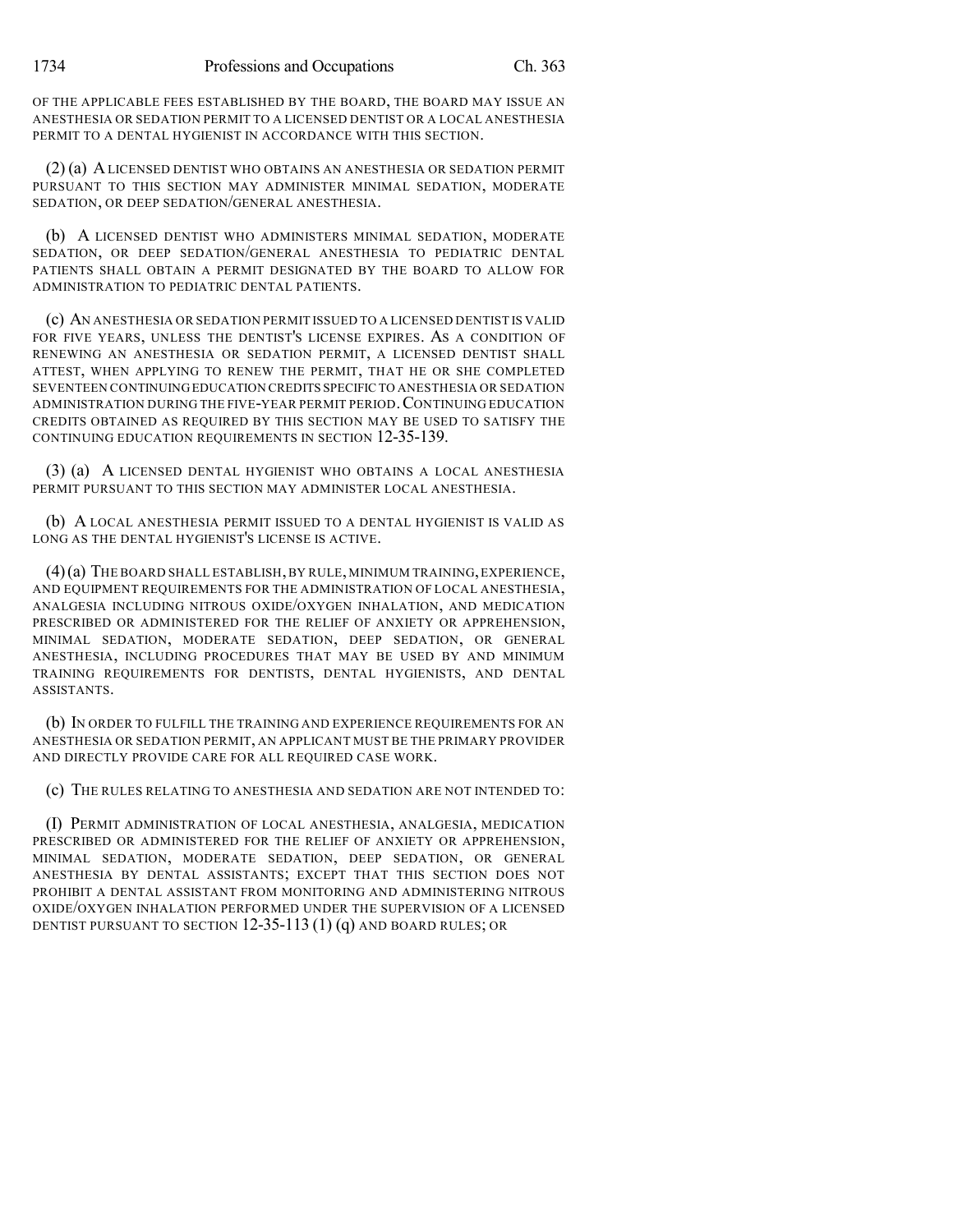OF THE APPLICABLE FEES ESTABLISHED BY THE BOARD, THE BOARD MAY ISSUE AN ANESTHESIA OR SEDATION PERMIT TO A LICENSED DENTIST OR A LOCAL ANESTHESIA PERMIT TO A DENTAL HYGIENIST IN ACCORDANCE WITH THIS SECTION.

(2) (a) A LICENSED DENTIST WHO OBTAINS AN ANESTHESIA OR SEDATION PERMIT PURSUANT TO THIS SECTION MAY ADMINISTER MINIMAL SEDATION, MODERATE SEDATION, OR DEEP SEDATION/GENERAL ANESTHESIA.

(b) A LICENSED DENTIST WHO ADMINISTERS MINIMAL SEDATION, MODERATE SEDATION, OR DEEP SEDATION/GENERAL ANESTHESIA TO PEDIATRIC DENTAL PATIENTS SHALL OBTAIN A PERMIT DESIGNATED BY THE BOARD TO ALLOW FOR ADMINISTRATION TO PEDIATRIC DENTAL PATIENTS.

(c) AN ANESTHESIA OR SEDATION PERMIT ISSUED TO A LICENSED DENTIST IS VALID FOR FIVE YEARS, UNLESS THE DENTIST'S LICENSE EXPIRES. AS A CONDITION OF RENEWING AN ANESTHESIA OR SEDATION PERMIT, A LICENSED DENTIST SHALL ATTEST, WHEN APPLYING TO RENEW THE PERMIT, THAT HE OR SHE COMPLETED SEVENTEEN CONTINUING EDUCATION CREDITS SPECIFIC TO ANESTHESIA OR SEDATION ADMINISTRATION DURING THE FIVE-YEAR PERMIT PERIOD. CONTINUING EDUCATION CREDITS OBTAINED AS REQUIRED BY THIS SECTION MAY BE USED TO SATISFY THE CONTINUING EDUCATION REQUIREMENTS IN SECTION 12-35-139.

(3) (a) A LICENSED DENTAL HYGIENIST WHO OBTAINS A LOCAL ANESTHESIA PERMIT PURSUANT TO THIS SECTION MAY ADMINISTER LOCAL ANESTHESIA.

(b) A LOCAL ANESTHESIA PERMIT ISSUED TO A DENTAL HYGIENIST IS VALID AS LONG AS THE DENTAL HYGIENIST'S LICENSE IS ACTIVE.

(4) (a) THE BOARD SHALL ESTABLISH, BY RULE, MINIMUM TRAINING, EXPERIENCE, AND EQUIPMENT REQUIREMENTS FOR THE ADMINISTRATION OF LOCAL ANESTHESIA, ANALGESIA INCLUDING NITROUS OXIDE/OXYGEN INHALATION, AND MEDICATION PRESCRIBED OR ADMINISTERED FOR THE RELIEF OF ANXIETY OR APPREHENSION, MINIMAL SEDATION, MODERATE SEDATION, DEEP SEDATION, OR GENERAL ANESTHESIA, INCLUDING PROCEDURES THAT MAY BE USED BY AND MINIMUM TRAINING REQUIREMENTS FOR DENTISTS, DENTAL HYGIENISTS, AND DENTAL ASSISTANTS.

(b) IN ORDER TO FULFILL THE TRAINING AND EXPERIENCE REQUIREMENTS FOR AN ANESTHESIA OR SEDATION PERMIT, AN APPLICANT MUST BE THE PRIMARY PROVIDER AND DIRECTLY PROVIDE CARE FOR ALL REQUIRED CASE WORK.

(c) THE RULES RELATING TO ANESTHESIA AND SEDATION ARE NOT INTENDED TO:

(I) PERMIT ADMINISTRATION OF LOCAL ANESTHESIA, ANALGESIA, MEDICATION PRESCRIBED OR ADMINISTERED FOR THE RELIEF OF ANXIETY OR APPREHENSION, MINIMAL SEDATION, MODERATE SEDATION, DEEP SEDATION, OR GENERAL ANESTHESIA BY DENTAL ASSISTANTS; EXCEPT THAT THIS SECTION DOES NOT PROHIBIT A DENTAL ASSISTANT FROM MONITORING AND ADMINISTERING NITROUS OXIDE/OXYGEN INHALATION PERFORMED UNDER THE SUPERVISION OF A LICENSED DENTIST PURSUANT TO SECTION 12-35-113 (1) (q) AND BOARD RULES; OR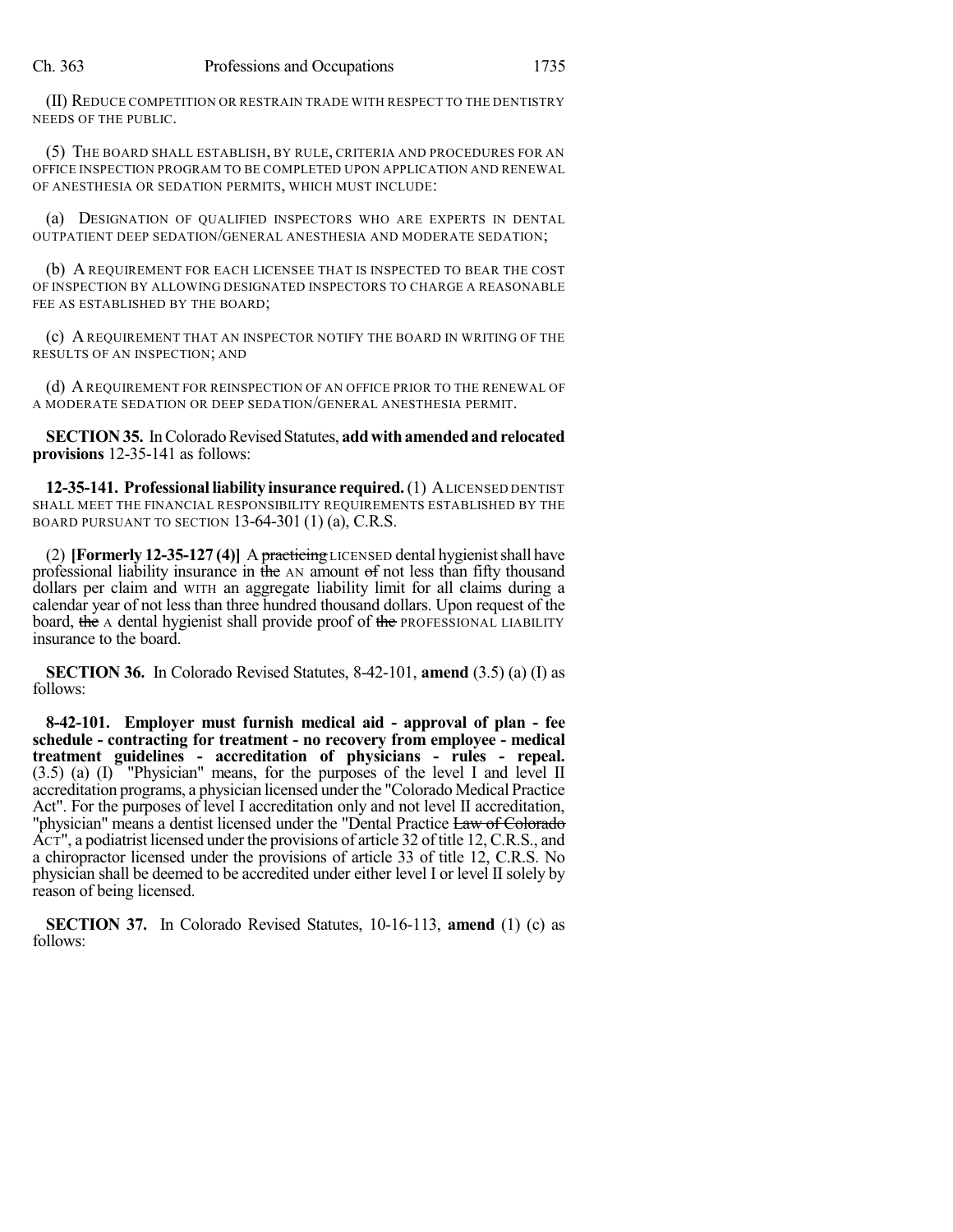(II) REDUCE COMPETITION OR RESTRAIN TRADE WITH RESPECT TO THE DENTISTRY NEEDS OF THE PUBLIC.

(5) THE BOARD SHALL ESTABLISH, BY RULE, CRITERIA AND PROCEDURES FOR AN OFFICE INSPECTION PROGRAM TO BE COMPLETED UPON APPLICATION AND RENEWAL OF ANESTHESIA OR SEDATION PERMITS, WHICH MUST INCLUDE:

(a) DESIGNATION OF QUALIFIED INSPECTORS WHO ARE EXPERTS IN DENTAL OUTPATIENT DEEP SEDATION/GENERAL ANESTHESIA AND MODERATE SEDATION;

(b) A REQUIREMENT FOR EACH LICENSEE THAT IS INSPECTED TO BEAR THE COST OF INSPECTION BY ALLOWING DESIGNATED INSPECTORS TO CHARGE A REASONABLE FEE AS ESTABLISHED BY THE BOARD;

(c) A REQUIREMENT THAT AN INSPECTOR NOTIFY THE BOARD IN WRITING OF THE RESULTS OF AN INSPECTION; AND

(d) A REQUIREMENT FOR REINSPECTION OF AN OFFICE PRIOR TO THE RENEWAL OF A MODERATE SEDATION OR DEEP SEDATION/GENERAL ANESTHESIA PERMIT.

**SECTION 35.** In Colorado Revised Statutes, **add with amended and relocated provisions** 12-35-141 as follows:

**12-35-141. Professional liability insurance required.** (1) A LICENSED DENTIST SHALL MEET THE FINANCIAL RESPONSIBILITY REQUIREMENTS ESTABLISHED BY THE BOARD PURSUANT TO SECTION 13-64-301 (1) (a), C.R.S.

(2) **[Formerly 12-35-127 (4)]** A ~~practicing~~ LICENSED dental hygienist shall have professional liability insurance in ~~the~~ AN amount ~~of~~ not less than fifty thousand dollars per claim and WITH an aggregate liability limit for all claims during a calendar year of not less than three hundred thousand dollars. Upon request of the board, ~~the~~ A dental hygienist shall provide proof of ~~the~~ PROFESSIONAL LIABILITY insurance to the board.

**SECTION 36.** In Colorado Revised Statutes, 8-42-101, **amend** (3.5) (a) (I) as follows:

**8-42-101. Employer must furnish medical aid - approval of plan - fee schedule - contracting for treatment - no recovery from employee - medical treatment guidelines - accreditation of physicians - rules - repeal.** (3.5) (a) (I) "Physician" means, for the purposes of the level I and level II accreditation programs, a physician licensed under the "Colorado Medical Practice Act". For the purposes of level I accreditation only and not level II accreditation, "physician" means a dentist licensed under the "Dental Practice ~~Law of Colorado~~ ACT", a podiatrist licensed under the provisions of article 32 of title 12, C.R.S., and a chiropractor licensed under the provisions of article 33 of title 12, C.R.S. No physician shall be deemed to be accredited under either level I or level II solely by reason of being licensed.

**SECTION 37.** In Colorado Revised Statutes, 10-16-113, **amend** (1) (c) as follows: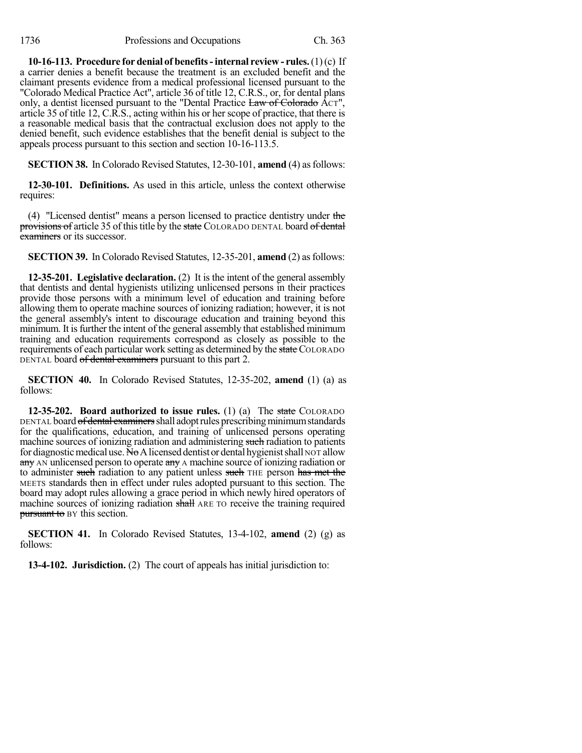**10-16-113. Procedure for denial of benefits - internal review - rules.** (1) (c) If a carrier denies a benefit because the treatment is an excluded benefit and the claimant presents evidence from a medical professional licensed pursuant to the "Colorado Medical Practice Act", article 36 of title 12, C.R.S., or, for dental plans only, a dentist licensed pursuant to the "Dental Practice ~~Law of Colorado~~ ACT", article 35 of title 12, C.R.S., acting within his or her scope of practice, that there is a reasonable medical basis that the contractual exclusion does not apply to the denied benefit, such evidence establishes that the benefit denial is subject to the appeals process pursuant to this section and section 10-16-113.5.

**SECTION 38.** In Colorado Revised Statutes, 12-30-101, **amend** (4) as follows:

**12-30-101. Definitions.** As used in this article, unless the context otherwise requires:

(4) "Licensed dentist" means a person licensed to practice dentistry under ~~the provisions of~~ article 35 of this title by the ~~state~~ COLORADO DENTAL board ~~of dental examiners~~ or its successor.

**SECTION 39.** In Colorado Revised Statutes, 12-35-201, **amend** (2) as follows:

**12-35-201. Legislative declaration.** (2) It is the intent of the general assembly that dentists and dental hygienists utilizing unlicensed persons in their practices provide those persons with a minimum level of education and training before allowing them to operate machine sources of ionizing radiation; however, it is not the general assembly's intent to discourage education and training beyond this minimum. It is further the intent of the general assembly that established minimum training and education requirements correspond as closely as possible to the requirements of each particular work setting as determined by the ~~state~~ COLORADO DENTAL board ~~of dental examiners~~ pursuant to this part 2.

**SECTION 40.** In Colorado Revised Statutes, 12-35-202, **amend** (1) (a) as follows:

**12-35-202. Board authorized to issue rules.** (1) (a) The ~~state~~ COLORADO DENTAL board ~~of dental examiners~~ shall adopt rules prescribing minimum standards for the qualifications, education, and training of unlicensed persons operating machine sources of ionizing radiation and administering ~~such~~ radiation to patients for diagnostic medical use. ~~No~~ A licensed dentist or dental hygienist shall NOT allow ~~any~~ AN unlicensed person to operate ~~any~~ A machine source of ionizing radiation or to administer ~~such~~ radiation to any patient unless ~~such~~ THE person ~~has met the~~ MEETS standards then in effect under rules adopted pursuant to this section. The board may adopt rules allowing a grace period in which newly hired operators of machine sources of ionizing radiation ~~shall~~ ARE TO receive the training required ~~pursuant to~~ BY this section.

**SECTION 41.** In Colorado Revised Statutes, 13-4-102, **amend** (2) (g) as follows:

**13-4-102. Jurisdiction.** (2) The court of appeals has initial jurisdiction to: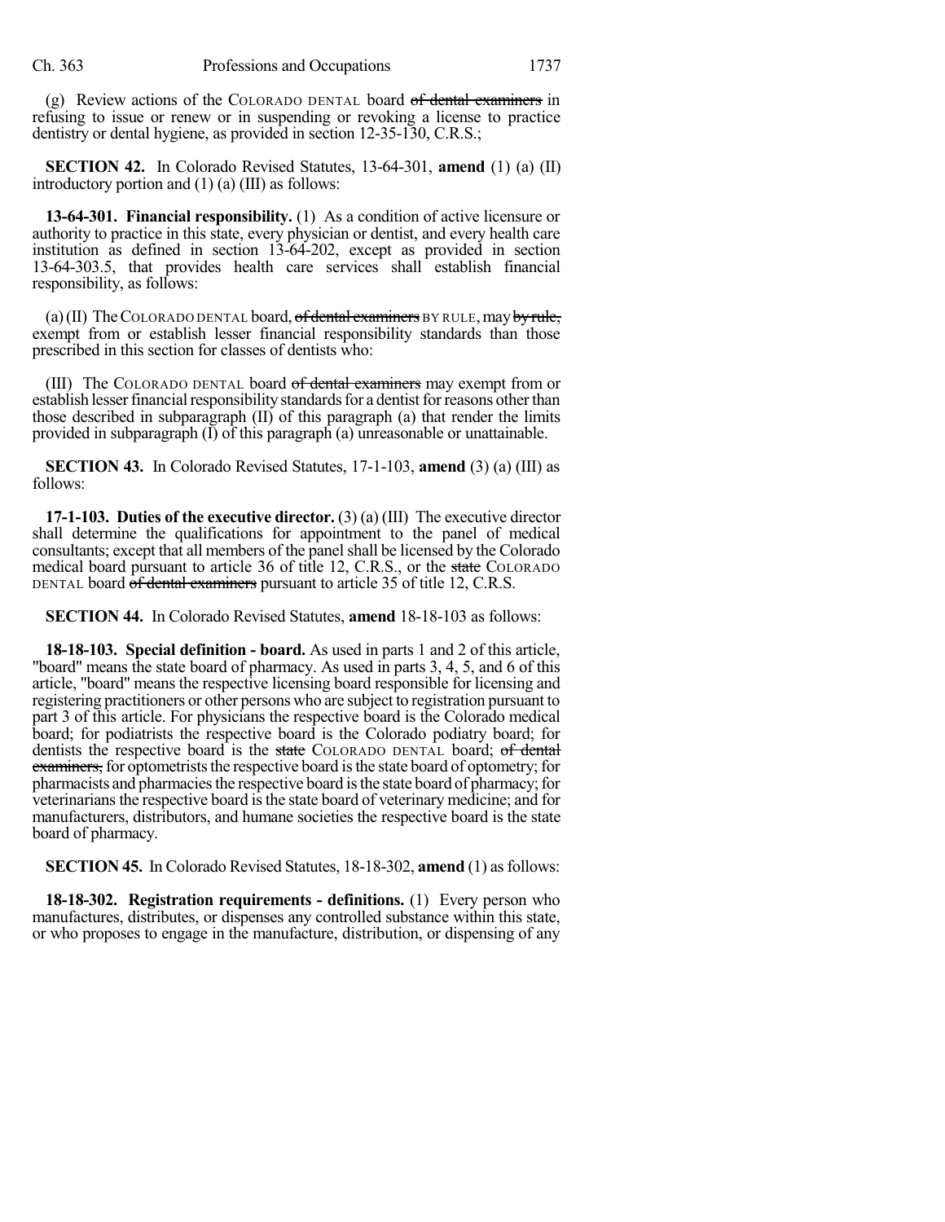(g) Review actions of the COLORADO DENTAL board ~~of dental examiners~~ in refusing to issue or renew or in suspending or revoking a license to practice dentistry or dental hygiene, as provided in section 12-35-130, C.R.S.;

**SECTION 42.** In Colorado Revised Statutes, 13-64-301, **amend** (1) (a) (II) introductory portion and (1) (a) (III) as follows:

**13-64-301. Financial responsibility.** (1) As a condition of active licensure or authority to practice in this state, every physician or dentist, and every health care institution as defined in section 13-64-202, except as provided in section 13-64-303.5, that provides health care services shall establish financial responsibility, as follows:

(a) (II) The COLORADO DENTAL board, ~~of dental examiners~~ BY RULE, may ~~by rule,~~ exempt from or establish lesser financial responsibility standards than those prescribed in this section for classes of dentists who:

(III) The COLORADO DENTAL board ~~of dental examiners~~ may exempt from or establish lesser financial responsibility standards for a dentist for reasons other than those described in subparagraph (II) of this paragraph (a) that render the limits provided in subparagraph (I) of this paragraph (a) unreasonable or unattainable.

**SECTION 43.** In Colorado Revised Statutes, 17-1-103, **amend** (3) (a) (III) as follows:

**17-1-103. Duties of the executive director.** (3) (a) (III) The executive director shall determine the qualifications for appointment to the panel of medical consultants; except that all members of the panel shall be licensed by the Colorado medical board pursuant to article 36 of title 12, C.R.S., or the ~~state~~ COLORADO DENTAL board ~~of dental examiners~~ pursuant to article 35 of title 12, C.R.S.

**SECTION 44.** In Colorado Revised Statutes, **amend** 18-18-103 as follows:

**18-18-103. Special definition - board.** As used in parts 1 and 2 of this article, "board" means the state board of pharmacy. As used in parts 3, 4, 5, and 6 of this article, "board" means the respective licensing board responsible for licensing and registering practitioners or other persons who are subject to registration pursuant to part 3 of this article. For physicians the respective board is the Colorado medical board; for podiatrists the respective board is the Colorado podiatry board; for dentists the respective board is the ~~state~~ COLORADO DENTAL board; ~~of dental examiners,~~ for optometrists the respective board is the state board of optometry; for pharmacists and pharmacies the respective board is the state board of pharmacy; for veterinarians the respective board is the state board of veterinary medicine; and for manufacturers, distributors, and humane societies the respective board is the state board of pharmacy.

**SECTION 45.** In Colorado Revised Statutes, 18-18-302, **amend** (1) as follows:

**18-18-302. Registration requirements - definitions.** (1) Every person who manufactures, distributes, or dispenses any controlled substance within this state, or who proposes to engage in the manufacture, distribution, or dispensing of any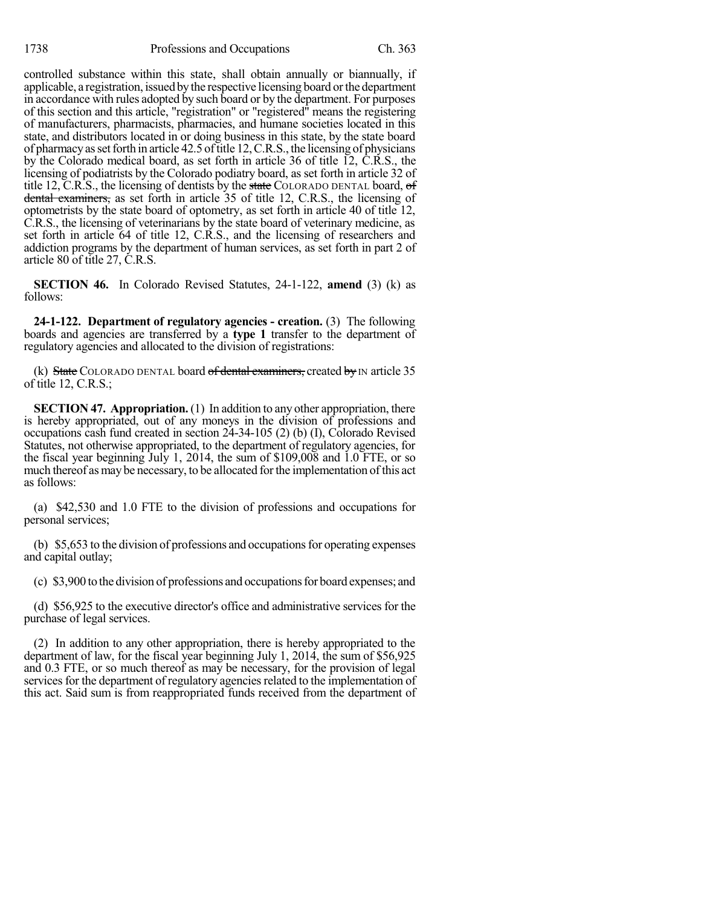controlled substance within this state, shall obtain annually or biannually, if applicable, a registration, issued by the respective licensing board or the department in accordance with rules adopted by such board or by the department. For purposes of this section and this article, "registration" or "registered" means the registering of manufacturers, pharmacists, pharmacies, and humane societies located in this state, and distributors located in or doing business in this state, by the state board of pharmacy as set forth in article 42.5 of title 12, C.R.S., the licensing of physicians by the Colorado medical board, as set forth in article 36 of title 12, C.R.S., the licensing of podiatrists by the Colorado podiatry board, as set forth in article 32 of title 12, C.R.S., the licensing of dentists by the ~~state~~ COLORADO DENTAL board, ~~of dental examiners,~~ as set forth in article 35 of title 12, C.R.S., the licensing of optometrists by the state board of optometry, as set forth in article 40 of title 12, C.R.S., the licensing of veterinarians by the state board of veterinary medicine, as set forth in article 64 of title 12, C.R.S., and the licensing of researchers and addiction programs by the department of human services, as set forth in part 2 of article 80 of title 27, C.R.S.

**SECTION 46.** In Colorado Revised Statutes, 24-1-122, **amend** (3) (k) as follows:

**24-1-122. Department of regulatory agencies - creation.** (3) The following boards and agencies are transferred by a **type 1** transfer to the department of regulatory agencies and allocated to the division of registrations:

(k) ~~State~~ COLORADO DENTAL board ~~of dental examiners,~~ created ~~by~~ IN article 35 of title 12, C.R.S.;

**SECTION 47. Appropriation.** (1) In addition to any other appropriation, there is hereby appropriated, out of any moneys in the division of professions and occupations cash fund created in section 24-34-105 (2) (b) (I), Colorado Revised Statutes, not otherwise appropriated, to the department of regulatory agencies, for the fiscal year beginning July 1, 2014, the sum of $109,008 and 1.0 FTE, or so much thereof as may be necessary, to be allocated for the implementation of this act as follows:

(a) $42,530 and 1.0 FTE to the division of professions and occupations for personal services;

(b) $5,653 to the division of professions and occupations for operating expenses and capital outlay;

(c) $3,900 to the division of professions and occupations for board expenses; and

(d) $56,925 to the executive director's office and administrative services for the purchase of legal services.

(2) In addition to any other appropriation, there is hereby appropriated to the department of law, for the fiscal year beginning July 1, 2014, the sum of $56,925 and 0.3 FTE, or so much thereof as may be necessary, for the provision of legal services for the department of regulatory agencies related to the implementation of this act. Said sum is from reappropriated funds received from the department of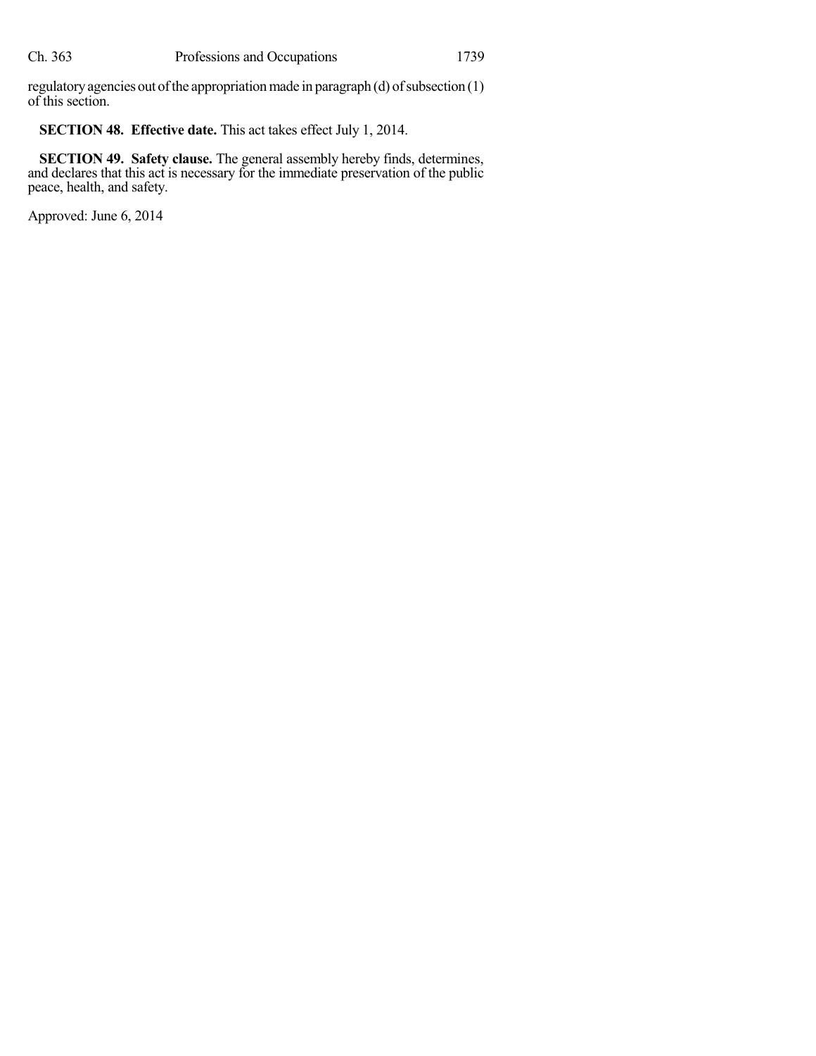regulatory agencies out of the appropriation made in paragraph (d) of subsection (1) of this section.

**SECTION 48. Effective date.** This act takes effect July 1, 2014.

**SECTION 49. Safety clause.** The general assembly hereby finds, determines, and declares that this act is necessary for the immediate preservation of the public peace, health, and safety.

Approved: June 6, 2014